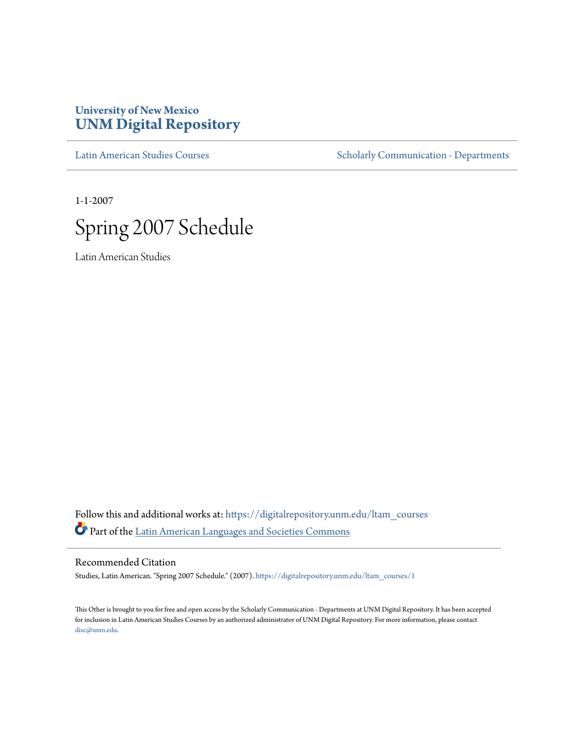# University of New Mexico
# UNM Digital Repository

Latin American Studies Courses | Scholarly Communication - Departments

1-1-2007

# Spring 2007 Schedule

Latin American Studies

Follow this and additional works at: https://digitalrepository.unm.edu/ltam_courses

Part of the Latin American Languages and Societies Commons

## Recommended Citation

Studies, Latin American. "Spring 2007 Schedule." (2007). https://digitalrepository.unm.edu/ltam_courses/1

This Other is brought to you for free and open access by the Scholarly Communication - Departments at UNM Digital Repository. It has been accepted for inclusion in Latin American Studies Courses by an authorized administrator of UNM Digital Repository. For more information, please contact disc@unm.edu.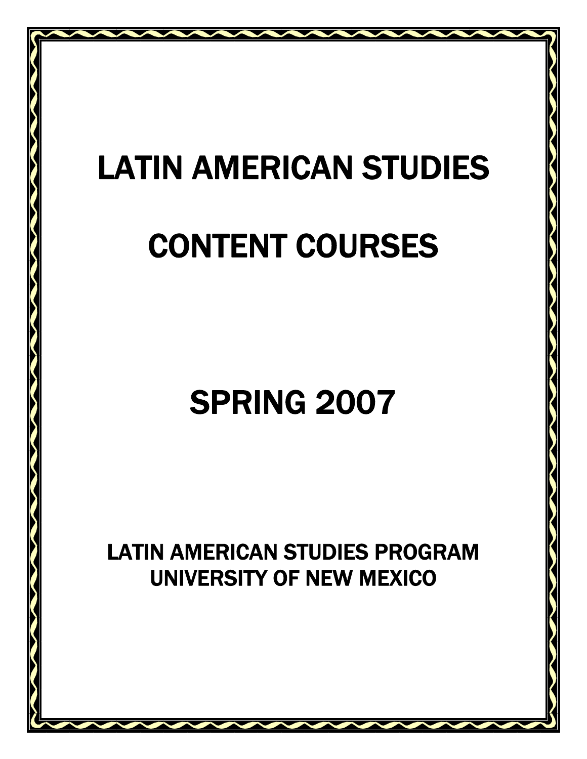# LATIN AMERICAN STUDIES

# CONTENT COURSES

# SPRING 2007

## LATIN AMERICAN STUDIES PROGRAM
## UNIVERSITY OF NEW MEXICO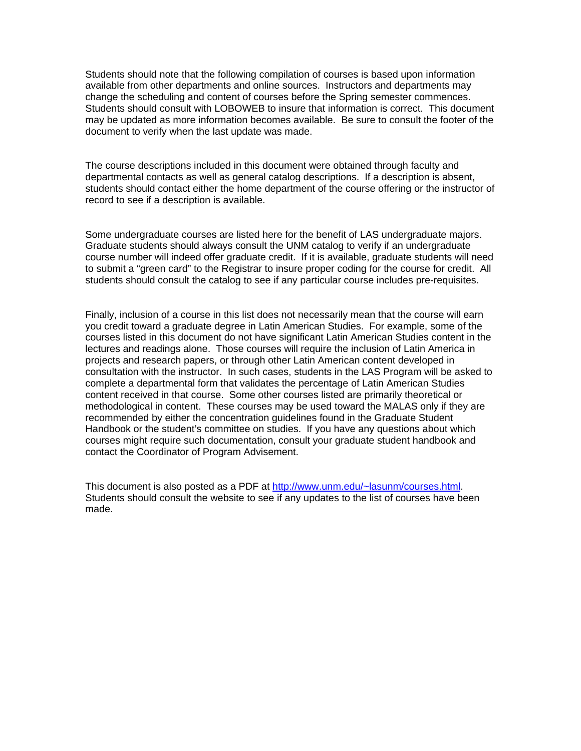Students should note that the following compilation of courses is based upon information available from other departments and online sources. Instructors and departments may change the scheduling and content of courses before the Spring semester commences. Students should consult with LOBOWEB to insure that information is correct. This document may be updated as more information becomes available. Be sure to consult the footer of the document to verify when the last update was made.

The course descriptions included in this document were obtained through faculty and departmental contacts as well as general catalog descriptions. If a description is absent, students should contact either the home department of the course offering or the instructor of record to see if a description is available.

Some undergraduate courses are listed here for the benefit of LAS undergraduate majors. Graduate students should always consult the UNM catalog to verify if an undergraduate course number will indeed offer graduate credit. If it is available, graduate students will need to submit a "green card" to the Registrar to insure proper coding for the course for credit. All students should consult the catalog to see if any particular course includes pre-requisites.

Finally, inclusion of a course in this list does not necessarily mean that the course will earn you credit toward a graduate degree in Latin American Studies. For example, some of the courses listed in this document do not have significant Latin American Studies content in the lectures and readings alone. Those courses will require the inclusion of Latin America in projects and research papers, or through other Latin American content developed in consultation with the instructor. In such cases, students in the LAS Program will be asked to complete a departmental form that validates the percentage of Latin American Studies content received in that course. Some other courses listed are primarily theoretical or methodological in content. These courses may be used toward the MALAS only if they are recommended by either the concentration guidelines found in the Graduate Student Handbook or the student's committee on studies. If you have any questions about which courses might require such documentation, consult your graduate student handbook and contact the Coordinator of Program Advisement.

This document is also posted as a PDF at [http://www.unm.edu/~lasunm/courses.html](http://www.unm.edu/~lasunm/courses.html). Students should consult the website to see if any updates to the list of courses have been made.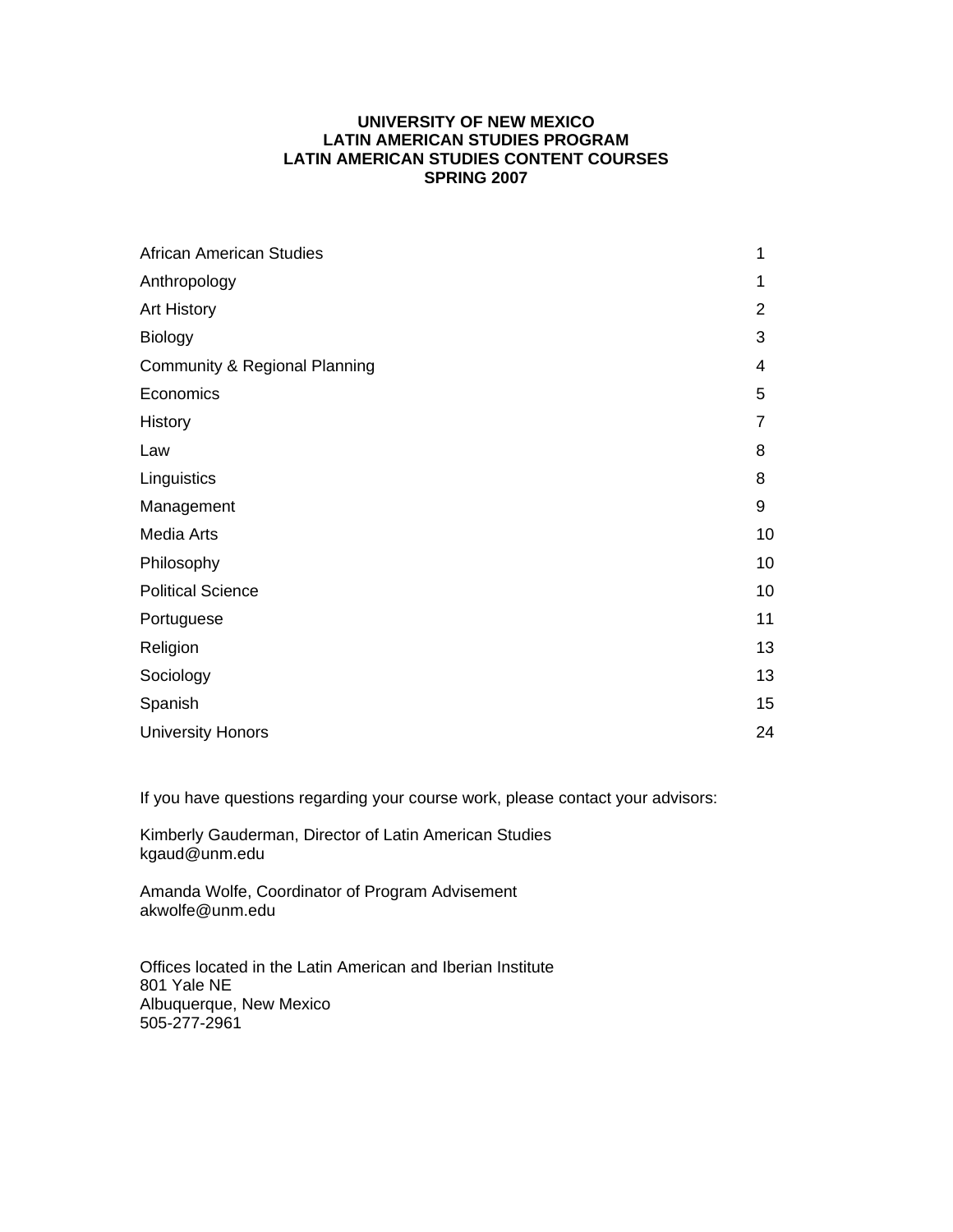**UNIVERSITY OF NEW MEXICO**
**LATIN AMERICAN STUDIES PROGRAM**
**LATIN AMERICAN STUDIES CONTENT COURSES**
**SPRING 2007**

| | |
|---|---|
| African American Studies | 1 |
| Anthropology | 1 |
| Art History | 2 |
| Biology | 3 |
| Community & Regional Planning | 4 |
| Economics | 5 |
| History | 7 |
| Law | 8 |
| Linguistics | 8 |
| Management | 9 |
| Media Arts | 10 |
| Philosophy | 10 |
| Political Science | 10 |
| Portuguese | 11 |
| Religion | 13 |
| Sociology | 13 |
| Spanish | 15 |
| University Honors | 24 |

If you have questions regarding your course work, please contact your advisors:

Kimberly Gauderman, Director of Latin American Studies
kgaud@unm.edu

Amanda Wolfe, Coordinator of Program Advisement
akwolfe@unm.edu

Offices located in the Latin American and Iberian Institute
801 Yale NE
Albuquerque, New Mexico
505-277-2961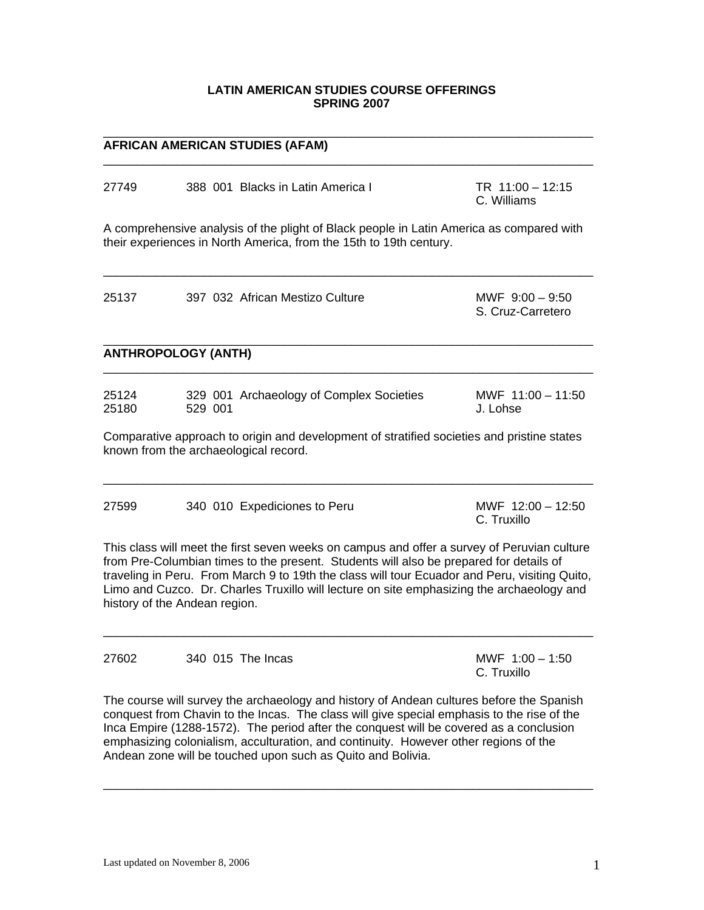# LATIN AMERICAN STUDIES COURSE OFFERINGS
## SPRING 2007

---

## AFRICAN AMERICAN STUDIES (AFAM)

---

27749 — 388 001 Blacks in Latin America I — TR 11:00 – 12:15
C. Williams

A comprehensive analysis of the plight of Black people in Latin America as compared with their experiences in North America, from the 15th to 19th century.

---

25137 — 397 032 African Mestizo Culture — MWF 9:00 – 9:50
S. Cruz-Carretero

---

## ANTHROPOLOGY (ANTH)

---

25124 — 329 001 Archaeology of Complex Societies — MWF 11:00 – 11:50
25180 — 529 001 — J. Lohse

Comparative approach to origin and development of stratified societies and pristine states known from the archaeological record.

---

27599 — 340 010 Expediciones to Peru — MWF 12:00 – 12:50
C. Truxillo

This class will meet the first seven weeks on campus and offer a survey of Peruvian culture from Pre-Columbian times to the present. Students will also be prepared for details of traveling in Peru. From March 9 to 19th the class will tour Ecuador and Peru, visiting Quito, Limo and Cuzco. Dr. Charles Truxillo will lecture on site emphasizing the archaeology and history of the Andean region.

---

27602 — 340 015 The Incas — MWF 1:00 – 1:50
C. Truxillo

The course will survey the archaeology and history of Andean cultures before the Spanish conquest from Chavin to the Incas. The class will give special emphasis to the rise of the Inca Empire (1288-1572). The period after the conquest will be covered as a conclusion emphasizing colonialism, acculturation, and continuity. However other regions of the Andean zone will be touched upon such as Quito and Bolivia.

---

Last updated on November 8, 2006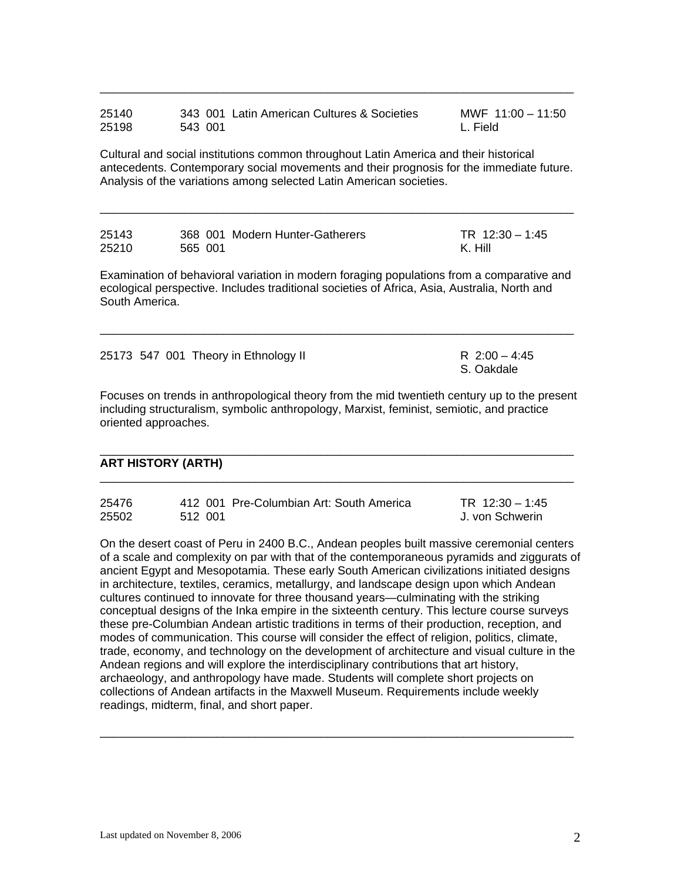---

| | | |
|---|---|---|
| 25140 | 343 001 Latin American Cultures & Societies | MWF 11:00 – 11:50 |
| 25198 | 543 001 | L. Field |

Cultural and social institutions common throughout Latin America and their historical antecedents. Contemporary social movements and their prognosis for the immediate future. Analysis of the variations among selected Latin American societies.

---

| | | |
|---|---|---|
| 25143 | 368 001 Modern Hunter-Gatherers | TR 12:30 – 1:45 |
| 25210 | 565 001 | K. Hill |

Examination of behavioral variation in modern foraging populations from a comparative and ecological perspective. Includes traditional societies of Africa, Asia, Australia, North and South America.

---

25173 547 001 Theory in Ethnology II — R 2:00 – 4:45, S. Oakdale

Focuses on trends in anthropological theory from the mid twentieth century up to the present including structuralism, symbolic anthropology, Marxist, feminist, semiotic, and practice oriented approaches.

---

## ART HISTORY (ARTH)

---

| | | |
|---|---|---|
| 25476 | 412 001 Pre-Columbian Art: South America | TR 12:30 – 1:45 |
| 25502 | 512 001 | J. von Schwerin |

On the desert coast of Peru in 2400 B.C., Andean peoples built massive ceremonial centers of a scale and complexity on par with that of the contemporaneous pyramids and ziggurats of ancient Egypt and Mesopotamia. These early South American civilizations initiated designs in architecture, textiles, ceramics, metallurgy, and landscape design upon which Andean cultures continued to innovate for three thousand years—culminating with the striking conceptual designs of the Inka empire in the sixteenth century. This lecture course surveys these pre-Columbian Andean artistic traditions in terms of their production, reception, and modes of communication. This course will consider the effect of religion, politics, climate, trade, economy, and technology on the development of architecture and visual culture in the Andean regions and will explore the interdisciplinary contributions that art history, archaeology, and anthropology have made. Students will complete short projects on collections of Andean artifacts in the Maxwell Museum. Requirements include weekly readings, midterm, final, and short paper.

---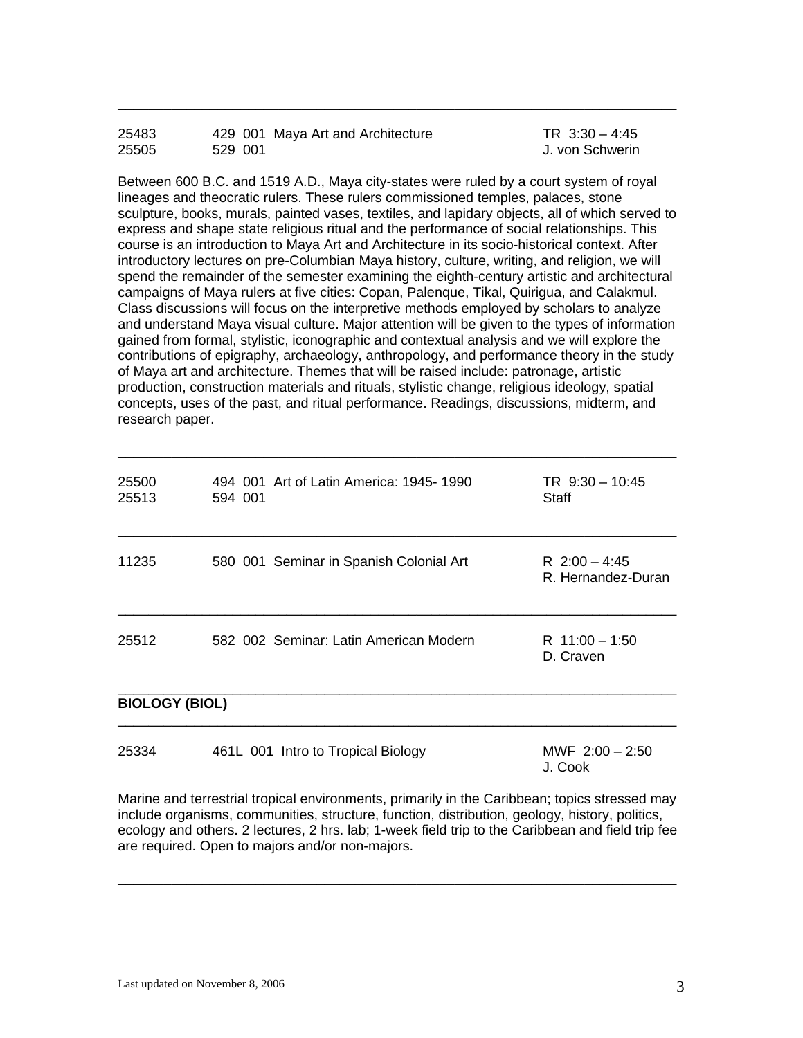---

| | | |
|---|---|---|
| 25483<br>25505 | 429 001 Maya Art and Architecture<br>529 001 | TR 3:30 – 4:45<br>J. von Schwerin |

Between 600 B.C. and 1519 A.D., Maya city-states were ruled by a court system of royal lineages and theocratic rulers. These rulers commissioned temples, palaces, stone sculpture, books, murals, painted vases, textiles, and lapidary objects, all of which served to express and shape state religious ritual and the performance of social relationships. This course is an introduction to Maya Art and Architecture in its socio-historical context. After introductory lectures on pre-Columbian Maya history, culture, writing, and religion, we will spend the remainder of the semester examining the eighth-century artistic and architectural campaigns of Maya rulers at five cities: Copan, Palenque, Tikal, Quirigua, and Calakmul. Class discussions will focus on the interpretive methods employed by scholars to analyze and understand Maya visual culture. Major attention will be given to the types of information gained from formal, stylistic, iconographic and contextual analysis and we will explore the contributions of epigraphy, archaeology, anthropology, and performance theory in the study of Maya art and architecture. Themes that will be raised include: patronage, artistic production, construction materials and rituals, stylistic change, religious ideology, spatial concepts, uses of the past, and ritual performance. Readings, discussions, midterm, and research paper.

---

| | | |
|---|---|---|
| 25500<br>25513 | 494 001 Art of Latin America: 1945- 1990<br>594 001 | TR 9:30 – 10:45<br>Staff |

---

| | | |
|---|---|---|
| 11235 | 580 001 Seminar in Spanish Colonial Art | R 2:00 – 4:45<br>R. Hernandez-Duran |

---

| | | |
|---|---|---|
| 25512 | 582 002 Seminar: Latin American Modern | R 11:00 – 1:50<br>D. Craven |

---

**BIOLOGY (BIOL)**

---

| | | |
|---|---|---|
| 25334 | 461L 001 Intro to Tropical Biology | MWF 2:00 – 2:50<br>J. Cook |

Marine and terrestrial tropical environments, primarily in the Caribbean; topics stressed may include organisms, communities, structure, function, distribution, geology, history, politics, ecology and others. 2 lectures, 2 hrs. lab; 1-week field trip to the Caribbean and field trip fee are required. Open to majors and/or non-majors.

---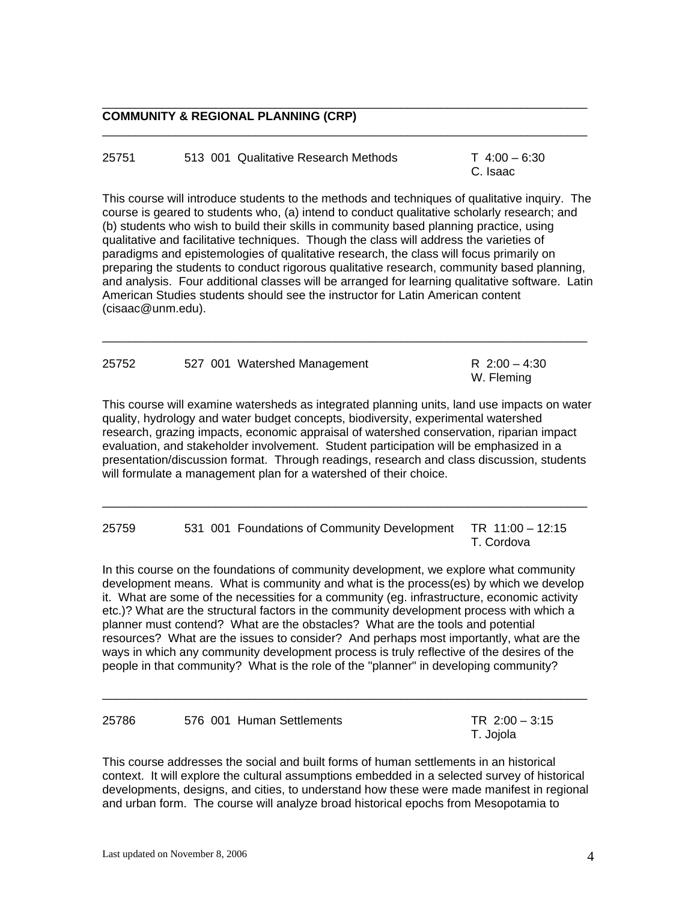## COMMUNITY & REGIONAL PLANNING (CRP)

---

25751 513 001 Qualitative Research Methods T 4:00 – 6:30
C. Isaac

This course will introduce students to the methods and techniques of qualitative inquiry. The course is geared to students who, (a) intend to conduct qualitative scholarly research; and (b) students who wish to build their skills in community based planning practice, using qualitative and facilitative techniques. Though the class will address the varieties of paradigms and epistemologies of qualitative research, the class will focus primarily on preparing the students to conduct rigorous qualitative research, community based planning, and analysis. Four additional classes will be arranged for learning qualitative software. Latin American Studies students should see the instructor for Latin American content (cisaac@unm.edu).

---

25752 527 001 Watershed Management R 2:00 – 4:30
W. Fleming

This course will examine watersheds as integrated planning units, land use impacts on water quality, hydrology and water budget concepts, biodiversity, experimental watershed research, grazing impacts, economic appraisal of watershed conservation, riparian impact evaluation, and stakeholder involvement. Student participation will be emphasized in a presentation/discussion format. Through readings, research and class discussion, students will formulate a management plan for a watershed of their choice.

---

25759 531 001 Foundations of Community Development TR 11:00 – 12:15
T. Cordova

In this course on the foundations of community development, we explore what community development means. What is community and what is the process(es) by which we develop it. What are some of the necessities for a community (eg. infrastructure, economic activity etc.)? What are the structural factors in the community development process with which a planner must contend? What are the obstacles? What are the tools and potential resources? What are the issues to consider? And perhaps most importantly, what are the ways in which any community development process is truly reflective of the desires of the people in that community? What is the role of the "planner" in developing community?

---

25786 576 001 Human Settlements TR 2:00 – 3:15
T. Jojola

This course addresses the social and built forms of human settlements in an historical context. It will explore the cultural assumptions embedded in a selected survey of historical developments, designs, and cities, to understand how these were made manifest in regional and urban form. The course will analyze broad historical epochs from Mesopotamia to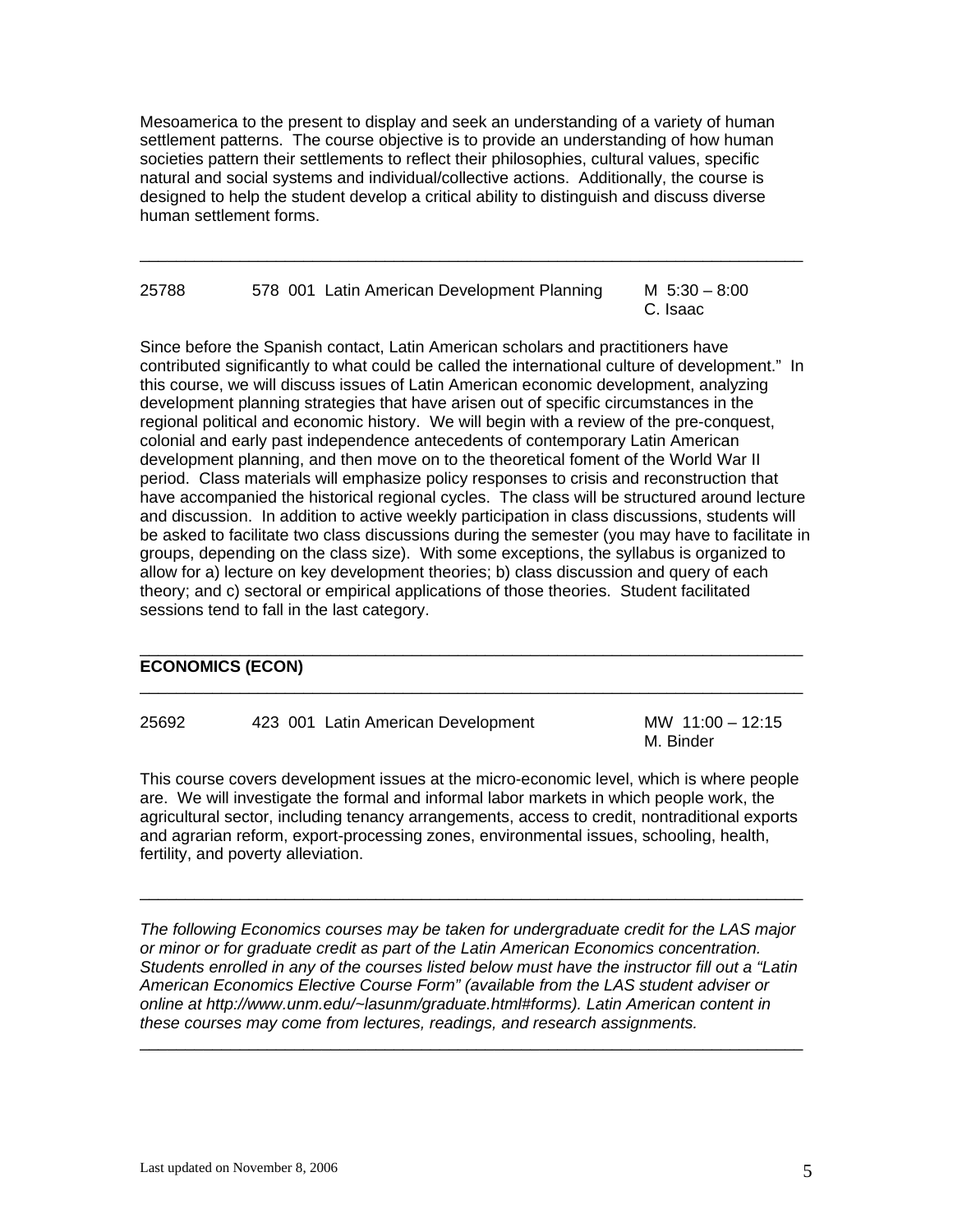Mesoamerica to the present to display and seek an understanding of a variety of human settlement patterns. The course objective is to provide an understanding of how human societies pattern their settlements to reflect their philosophies, cultural values, specific natural and social systems and individual/collective actions. Additionally, the course is designed to help the student develop a critical ability to distinguish and discuss diverse human settlement forms.

---

25788 578 001 Latin American Development Planning M 5:30 – 8:00
C. Isaac

Since before the Spanish contact, Latin American scholars and practitioners have contributed significantly to what could be called the international culture of development." In this course, we will discuss issues of Latin American economic development, analyzing development planning strategies that have arisen out of specific circumstances in the regional political and economic history. We will begin with a review of the pre-conquest, colonial and early past independence antecedents of contemporary Latin American development planning, and then move on to the theoretical foment of the World War II period. Class materials will emphasize policy responses to crisis and reconstruction that have accompanied the historical regional cycles. The class will be structured around lecture and discussion. In addition to active weekly participation in class discussions, students will be asked to facilitate two class discussions during the semester (you may have to facilitate in groups, depending on the class size). With some exceptions, the syllabus is organized to allow for a) lecture on key development theories; b) class discussion and query of each theory; and c) sectoral or empirical applications of those theories. Student facilitated sessions tend to fall in the last category.

---

## ECONOMICS (ECON)

---

25692 423 001 Latin American Development MW 11:00 – 12:15
M. Binder

This course covers development issues at the micro-economic level, which is where people are. We will investigate the formal and informal labor markets in which people work, the agricultural sector, including tenancy arrangements, access to credit, nontraditional exports and agrarian reform, export-processing zones, environmental issues, schooling, health, fertility, and poverty alleviation.

---

*The following Economics courses may be taken for undergraduate credit for the LAS major or minor or for graduate credit as part of the Latin American Economics concentration. Students enrolled in any of the courses listed below must have the instructor fill out a "Latin American Economics Elective Course Form" (available from the LAS student adviser or online at http://www.unm.edu/~lasunm/graduate.html#forms). Latin American content in these courses may come from lectures, readings, and research assignments.*

---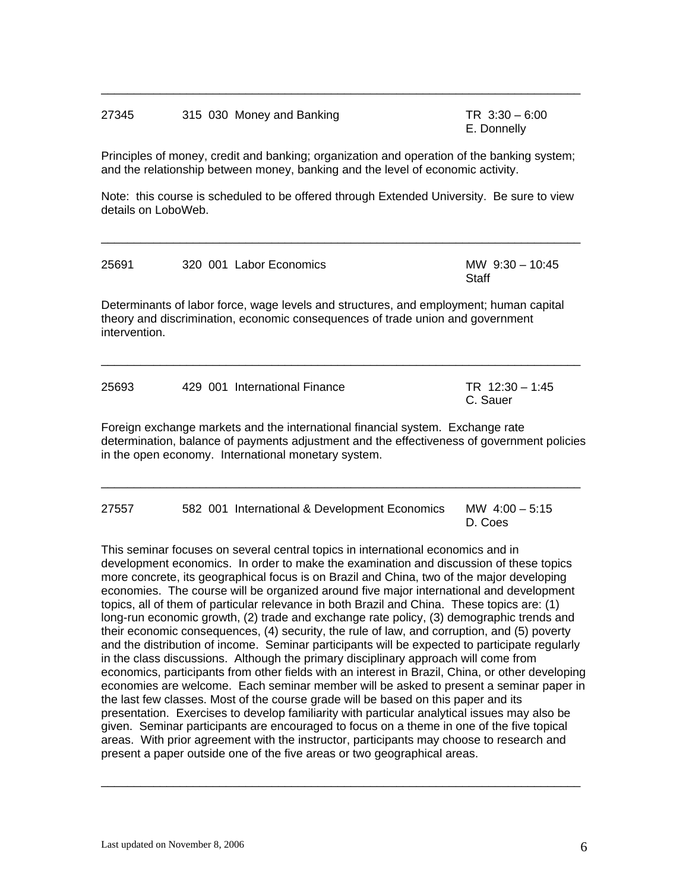---

27345 315 030 Money and Banking TR 3:30 – 6:00
E. Donnelly

Principles of money, credit and banking; organization and operation of the banking system; and the relationship between money, banking and the level of economic activity.

Note: this course is scheduled to be offered through Extended University. Be sure to view details on LoboWeb.

---

25691 320 001 Labor Economics MW 9:30 – 10:45
Staff

Determinants of labor force, wage levels and structures, and employment; human capital theory and discrimination, economic consequences of trade union and government intervention.

---

25693 429 001 International Finance TR 12:30 – 1:45
C. Sauer

Foreign exchange markets and the international financial system. Exchange rate determination, balance of payments adjustment and the effectiveness of government policies in the open economy. International monetary system.

---

27557 582 001 International & Development Economics MW 4:00 – 5:15
D. Coes

This seminar focuses on several central topics in international economics and in development economics. In order to make the examination and discussion of these topics more concrete, its geographical focus is on Brazil and China, two of the major developing economies. The course will be organized around five major international and development topics, all of them of particular relevance in both Brazil and China. These topics are: (1) long-run economic growth, (2) trade and exchange rate policy, (3) demographic trends and their economic consequences, (4) security, the rule of law, and corruption, and (5) poverty and the distribution of income. Seminar participants will be expected to participate regularly in the class discussions. Although the primary disciplinary approach will come from economics, participants from other fields with an interest in Brazil, China, or other developing economies are welcome. Each seminar member will be asked to present a seminar paper in the last few classes. Most of the course grade will be based on this paper and its presentation. Exercises to develop familiarity with particular analytical issues may also be given. Seminar participants are encouraged to focus on a theme in one of the five topical areas. With prior agreement with the instructor, participants may choose to research and present a paper outside one of the five areas or two geographical areas.

---

Last updated on November 8, 2006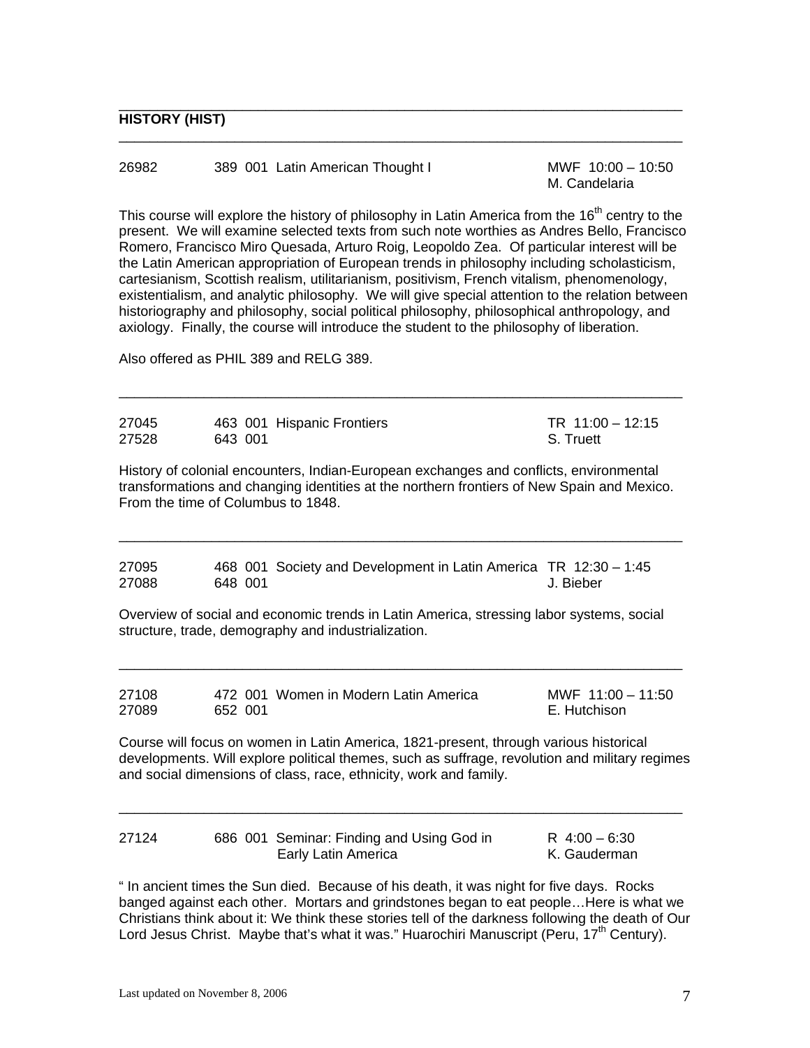## HISTORY (HIST)

---

| | | | |
|---|---|---|---|
| 26982 | 389 001 | Latin American Thought I | MWF 10:00 – 10:50<br>M. Candelaria |

This course will explore the history of philosophy in Latin America from the 16th centry to the present. We will examine selected texts from such note worthies as Andres Bello, Francisco Romero, Francisco Miro Quesada, Arturo Roig, Leopoldo Zea. Of particular interest will be the Latin American appropriation of European trends in philosophy including scholasticism, cartesianism, Scottish realism, utilitarianism, positivism, French vitalism, phenomenology, existentialism, and analytic philosophy. We will give special attention to the relation between historiography and philosophy, social political philosophy, philosophical anthropology, and axiology. Finally, the course will introduce the student to the philosophy of liberation.

Also offered as PHIL 389 and RELG 389.

---

| | | | |
|---|---|---|---|
| 27045<br>27528 | 463 001<br>643 001 | Hispanic Frontiers | TR 11:00 – 12:15<br>S. Truett |

History of colonial encounters, Indian-European exchanges and conflicts, environmental transformations and changing identities at the northern frontiers of New Spain and Mexico. From the time of Columbus to 1848.

---

| | | | |
|---|---|---|---|
| 27095<br>27088 | 468 001<br>648 001 | Society and Development in Latin America | TR 12:30 – 1:45<br>J. Bieber |

Overview of social and economic trends in Latin America, stressing labor systems, social structure, trade, demography and industrialization.

---

| | | | |
|---|---|---|---|
| 27108<br>27089 | 472 001<br>652 001 | Women in Modern Latin America | MWF 11:00 – 11:50<br>E. Hutchison |

Course will focus on women in Latin America, 1821-present, through various historical developments. Will explore political themes, such as suffrage, revolution and military regimes and social dimensions of class, race, ethnicity, work and family.

---

| | | | |
|---|---|---|---|
| 27124 | 686 001 | Seminar: Finding and Using God in Early Latin America | R 4:00 – 6:30<br>K. Gauderman |

" In ancient times the Sun died. Because of his death, it was night for five days. Rocks banged against each other. Mortars and grindstones began to eat people…Here is what we Christians think about it: We think these stories tell of the darkness following the death of Our Lord Jesus Christ. Maybe that's what it was." Huarochiri Manuscript (Peru, 17th Century).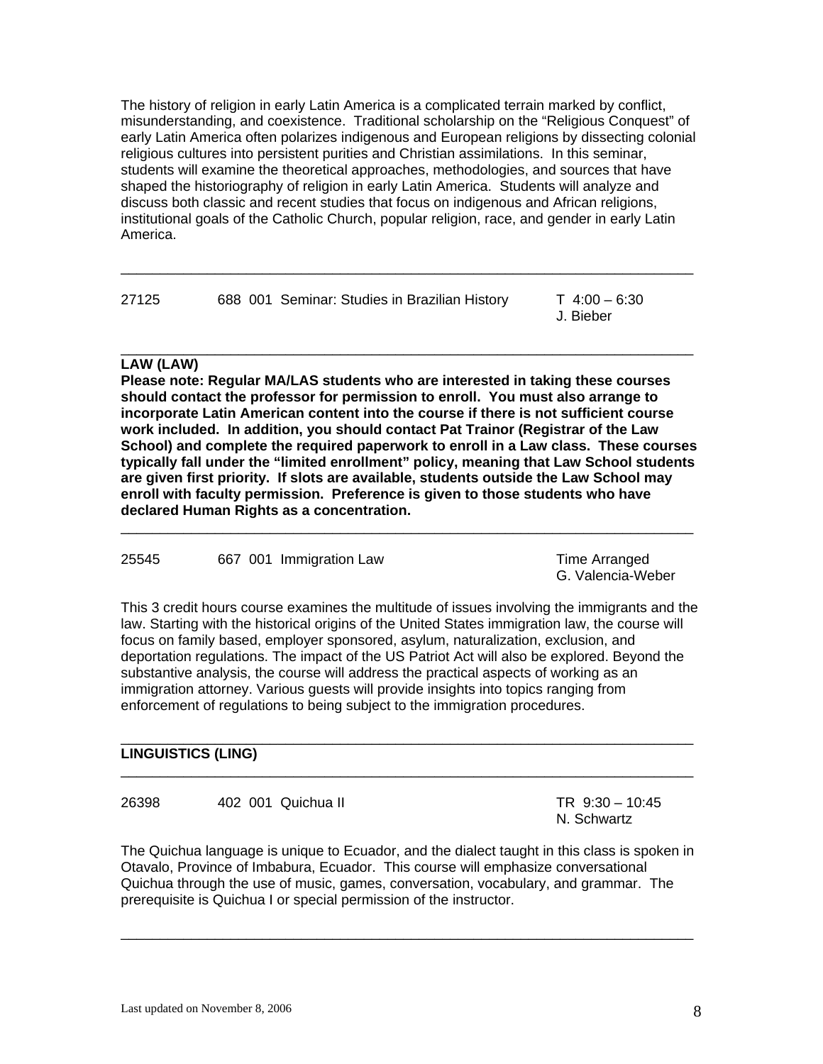The history of religion in early Latin America is a complicated terrain marked by conflict, misunderstanding, and coexistence. Traditional scholarship on the "Religious Conquest" of early Latin America often polarizes indigenous and European religions by dissecting colonial religious cultures into persistent purities and Christian assimilations. In this seminar, students will examine the theoretical approaches, methodologies, and sources that have shaped the historiography of religion in early Latin America. Students will analyze and discuss both classic and recent studies that focus on indigenous and African religions, institutional goals of the Catholic Church, popular religion, race, and gender in early Latin America.

---

| | | |
|---|---|---|
| 27125 | 688 001 Seminar: Studies in Brazilian History | T 4:00 – 6:30<br>J. Bieber |

---

## LAW (LAW)

**Please note: Regular MA/LAS students who are interested in taking these courses should contact the professor for permission to enroll. You must also arrange to incorporate Latin American content into the course if there is not sufficient course work included. In addition, you should contact Pat Trainor (Registrar of the Law School) and complete the required paperwork to enroll in a Law class. These courses typically fall under the "limited enrollment" policy, meaning that Law School students are given first priority. If slots are available, students outside the Law School may enroll with faculty permission. Preference is given to those students who have declared Human Rights as a concentration.**

---

| | | |
|---|---|---|
| 25545 | 667 001 Immigration Law | Time Arranged<br>G. Valencia-Weber |

This 3 credit hours course examines the multitude of issues involving the immigrants and the law. Starting with the historical origins of the United States immigration law, the course will focus on family based, employer sponsored, asylum, naturalization, exclusion, and deportation regulations. The impact of the US Patriot Act will also be explored. Beyond the substantive analysis, the course will address the practical aspects of working as an immigration attorney. Various guests will provide insights into topics ranging from enforcement of regulations to being subject to the immigration procedures.

---

## LINGUISTICS (LING)

---

| | | |
|---|---|---|
| 26398 | 402 001 Quichua II | TR 9:30 – 10:45<br>N. Schwartz |

The Quichua language is unique to Ecuador, and the dialect taught in this class is spoken in Otavalo, Province of Imbabura, Ecuador. This course will emphasize conversational Quichua through the use of music, games, conversation, vocabulary, and grammar. The prerequisite is Quichua I or special permission of the instructor.

---

Last updated on November 8, 2006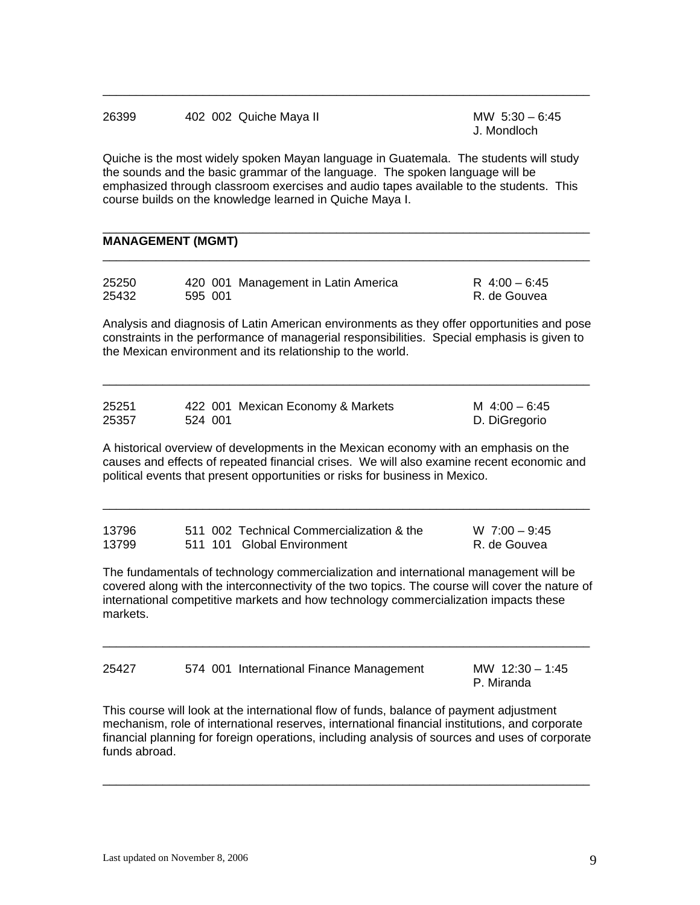---

26399 402 002 Quiche Maya II MW 5:30 – 6:45
J. Mondloch

Quiche is the most widely spoken Mayan language in Guatemala. The students will study the sounds and the basic grammar of the language. The spoken language will be emphasized through classroom exercises and audio tapes available to the students. This course builds on the knowledge learned in Quiche Maya I.

---

## MANAGEMENT (MGMT)

---

25250 420 001 Management in Latin America R 4:00 – 6:45
25432 595 001 R. de Gouvea

Analysis and diagnosis of Latin American environments as they offer opportunities and pose constraints in the performance of managerial responsibilities. Special emphasis is given to the Mexican environment and its relationship to the world.

---

25251 422 001 Mexican Economy & Markets M 4:00 – 6:45
25357 524 001 D. DiGregorio

A historical overview of developments in the Mexican economy with an emphasis on the causes and effects of repeated financial crises. We will also examine recent economic and political events that present opportunities or risks for business in Mexico.

---

13796 511 002 Technical Commercialization & the W 7:00 – 9:45
13799 511 101 Global Environment R. de Gouvea

The fundamentals of technology commercialization and international management will be covered along with the interconnectivity of the two topics. The course will cover the nature of international competitive markets and how technology commercialization impacts these markets.

---

25427 574 001 International Finance Management MW 12:30 – 1:45
P. Miranda

This course will look at the international flow of funds, balance of payment adjustment mechanism, role of international reserves, international financial institutions, and corporate financial planning for foreign operations, including analysis of sources and uses of corporate funds abroad.

---

Last updated on November 8, 2006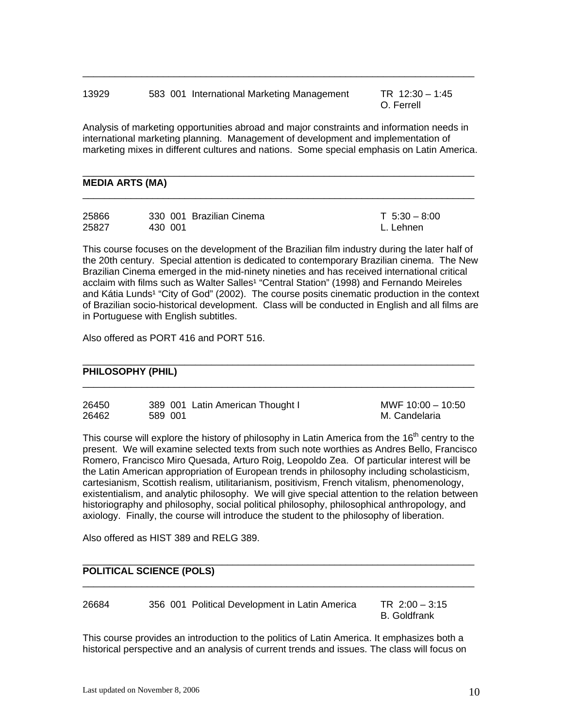13929 583 001 International Marketing Management TR 12:30 – 1:45
O. Ferrell

Analysis of marketing opportunities abroad and major constraints and information needs in international marketing planning. Management of development and implementation of marketing mixes in different cultures and nations. Some special emphasis on Latin America.

## MEDIA ARTS (MA)

25866 330 001 Brazilian Cinema T 5:30 – 8:00
25827 430 001 L. Lehnen

This course focuses on the development of the Brazilian film industry during the later half of the 20th century. Special attention is dedicated to contemporary Brazilian cinema. The New Brazilian Cinema emerged in the mid-ninety nineties and has received international critical acclaim with films such as Walter Salles¹ "Central Station" (1998) and Fernando Meireles and Kátia Lunds¹ "City of God" (2002). The course posits cinematic production in the context of Brazilian socio-historical development. Class will be conducted in English and all films are in Portuguese with English subtitles.

Also offered as PORT 416 and PORT 516.

## PHILOSOPHY (PHIL)

26450 389 001 Latin American Thought I MWF 10:00 – 10:50
26462 589 001 M. Candelaria

This course will explore the history of philosophy in Latin America from the 16th centry to the present. We will examine selected texts from such note worthies as Andres Bello, Francisco Romero, Francisco Miro Quesada, Arturo Roig, Leopoldo Zea. Of particular interest will be the Latin American appropriation of European trends in philosophy including scholasticism, cartesianism, Scottish realism, utilitarianism, positivism, French vitalism, phenomenology, existentialism, and analytic philosophy. We will give special attention to the relation between historiography and philosophy, social political philosophy, philosophical anthropology, and axiology. Finally, the course will introduce the student to the philosophy of liberation.

Also offered as HIST 389 and RELG 389.

## POLITICAL SCIENCE (POLS)

26684 356 001 Political Development in Latin America TR 2:00 – 3:15
B. Goldfrank

This course provides an introduction to the politics of Latin America. It emphasizes both a historical perspective and an analysis of current trends and issues. The class will focus on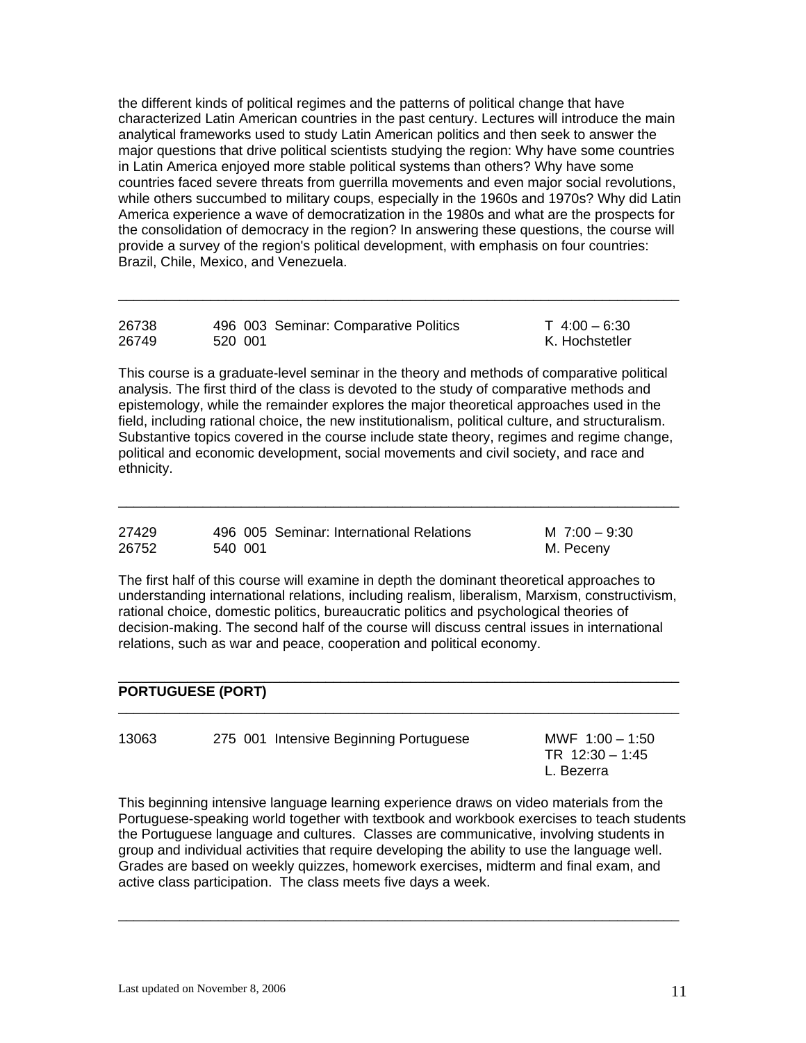the different kinds of political regimes and the patterns of political change that have characterized Latin American countries in the past century. Lectures will introduce the main analytical frameworks used to study Latin American politics and then seek to answer the major questions that drive political scientists studying the region: Why have some countries in Latin America enjoyed more stable political systems than others? Why have some countries faced severe threats from guerrilla movements and even major social revolutions, while others succumbed to military coups, especially in the 1960s and 1970s? Why did Latin America experience a wave of democratization in the 1980s and what are the prospects for the consolidation of democracy in the region? In answering these questions, the course will provide a survey of the region's political development, with emphasis on four countries: Brazil, Chile, Mexico, and Venezuela.

---

26738 — 496 003 Seminar: Comparative Politics — T 4:00 – 6:30
26749 — 520 001 — K. Hochstetler

This course is a graduate-level seminar in the theory and methods of comparative political analysis. The first third of the class is devoted to the study of comparative methods and epistemology, while the remainder explores the major theoretical approaches used in the field, including rational choice, the new institutionalism, political culture, and structuralism. Substantive topics covered in the course include state theory, regimes and regime change, political and economic development, social movements and civil society, and race and ethnicity.

---

27429 — 496 005 Seminar: International Relations — M 7:00 – 9:30
26752 — 540 001 — M. Peceny

The first half of this course will examine in depth the dominant theoretical approaches to understanding international relations, including realism, liberalism, Marxism, constructivism, rational choice, domestic politics, bureaucratic politics and psychological theories of decision-making. The second half of the course will discuss central issues in international relations, such as war and peace, cooperation and political economy.

---

## PORTUGUESE (PORT)

---

13063 — 275 001 Intensive Beginning Portuguese — MWF 1:00 – 1:50
TR 12:30 – 1:45
L. Bezerra

This beginning intensive language learning experience draws on video materials from the Portuguese-speaking world together with textbook and workbook exercises to teach students the Portuguese language and cultures. Classes are communicative, involving students in group and individual activities that require developing the ability to use the language well. Grades are based on weekly quizzes, homework exercises, midterm and final exam, and active class participation. The class meets five days a week.

---

Last updated on November 8, 2006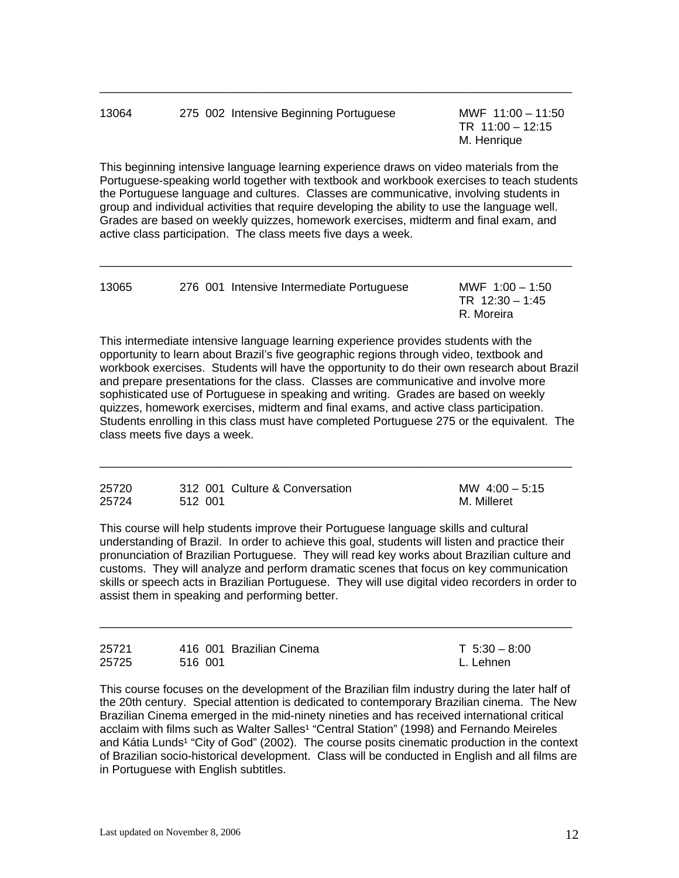---

13064 275 002 Intensive Beginning Portuguese MWF 11:00 – 11:50
TR 11:00 – 12:15
M. Henrique

This beginning intensive language learning experience draws on video materials from the Portuguese-speaking world together with textbook and workbook exercises to teach students the Portuguese language and cultures. Classes are communicative, involving students in group and individual activities that require developing the ability to use the language well. Grades are based on weekly quizzes, homework exercises, midterm and final exam, and active class participation. The class meets five days a week.

---

13065 276 001 Intensive Intermediate Portuguese MWF 1:00 – 1:50
TR 12:30 – 1:45
R. Moreira

This intermediate intensive language learning experience provides students with the opportunity to learn about Brazil's five geographic regions through video, textbook and workbook exercises. Students will have the opportunity to do their own research about Brazil and prepare presentations for the class. Classes are communicative and involve more sophisticated use of Portuguese in speaking and writing. Grades are based on weekly quizzes, homework exercises, midterm and final exams, and active class participation. Students enrolling in this class must have completed Portuguese 275 or the equivalent. The class meets five days a week.

---

25720 312 001 Culture & Conversation MW 4:00 – 5:15
25724 512 001 M. Milleret

This course will help students improve their Portuguese language skills and cultural understanding of Brazil. In order to achieve this goal, students will listen and practice their pronunciation of Brazilian Portuguese. They will read key works about Brazilian culture and customs. They will analyze and perform dramatic scenes that focus on key communication skills or speech acts in Brazilian Portuguese. They will use digital video recorders in order to assist them in speaking and performing better.

---

25721 416 001 Brazilian Cinema T 5:30 – 8:00
25725 516 001 L. Lehnen

This course focuses on the development of the Brazilian film industry during the later half of the 20th century. Special attention is dedicated to contemporary Brazilian cinema. The New Brazilian Cinema emerged in the mid-ninety nineties and has received international critical acclaim with films such as Walter Salles[1] "Central Station" (1998) and Fernando Meireles and Kátia Lunds[1] "City of God" (2002). The course posits cinematic production in the context of Brazilian socio-historical development. Class will be conducted in English and all films are in Portuguese with English subtitles.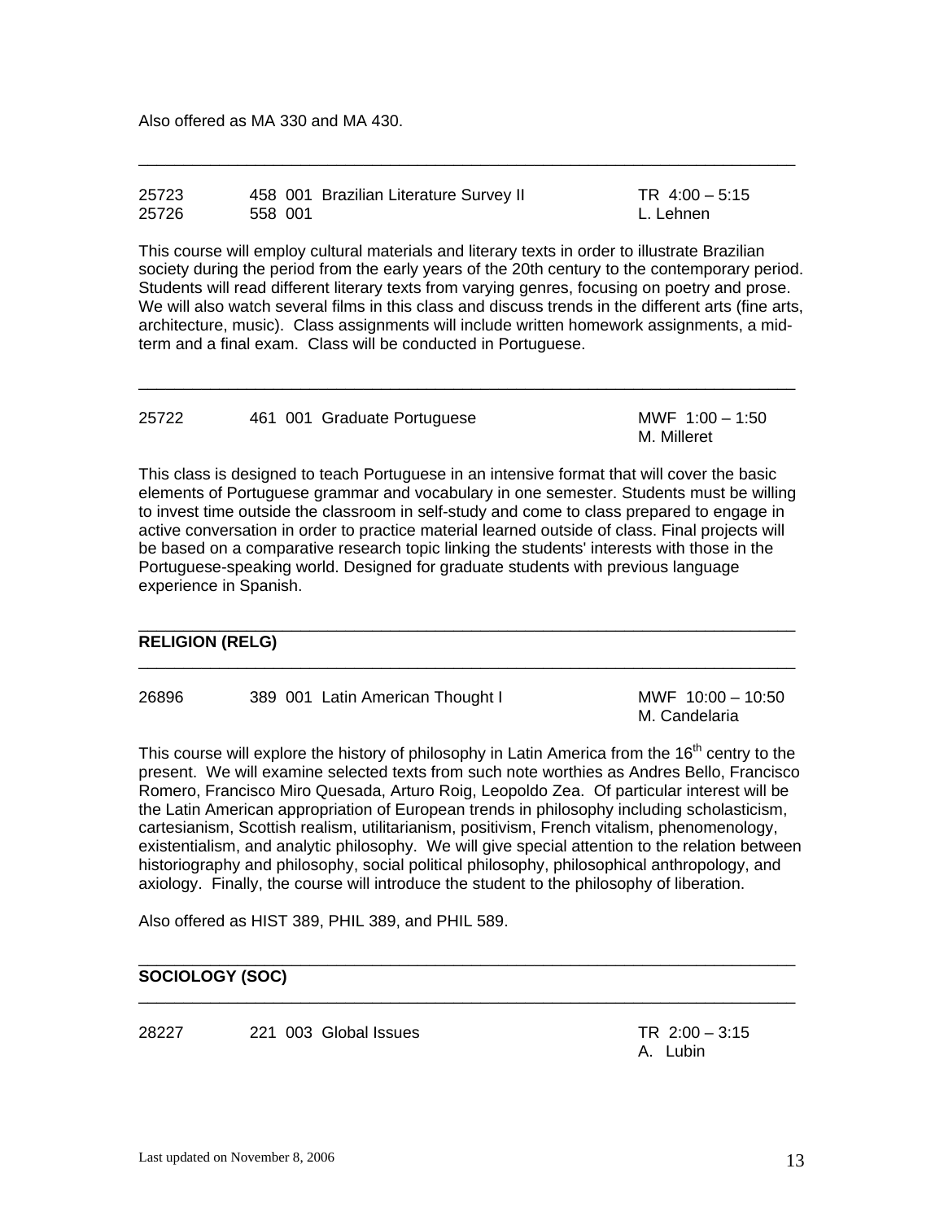Also offered as MA 330 and MA 430.

---

| | | | |
|---|---|---|---|
| 25723 | 458 001 Brazilian Literature Survey II | TR 4:00 – 5:15 |
| 25726 | 558 001 | L. Lehnen |

This course will employ cultural materials and literary texts in order to illustrate Brazilian society during the period from the early years of the 20th century to the contemporary period. Students will read different literary texts from varying genres, focusing on poetry and prose. We will also watch several films in this class and discuss trends in the different arts (fine arts, architecture, music). Class assignments will include written homework assignments, a mid-term and a final exam. Class will be conducted in Portuguese.

---

25722 461 001 Graduate Portuguese MWF 1:00 – 1:50
M. Milleret

This class is designed to teach Portuguese in an intensive format that will cover the basic elements of Portuguese grammar and vocabulary in one semester. Students must be willing to invest time outside the classroom in self-study and come to class prepared to engage in active conversation in order to practice material learned outside of class. Final projects will be based on a comparative research topic linking the students' interests with those in the Portuguese-speaking world. Designed for graduate students with previous language experience in Spanish.

---

**RELIGION (RELG)**

---

26896 389 001 Latin American Thought I MWF 10:00 – 10:50
M. Candelaria

This course will explore the history of philosophy in Latin America from the 16th centry to the present. We will examine selected texts from such note worthies as Andres Bello, Francisco Romero, Francisco Miro Quesada, Arturo Roig, Leopoldo Zea. Of particular interest will be the Latin American appropriation of European trends in philosophy including scholasticism, cartesianism, Scottish realism, utilitarianism, positivism, French vitalism, phenomenology, existentialism, and analytic philosophy. We will give special attention to the relation between historiography and philosophy, social political philosophy, philosophical anthropology, and axiology. Finally, the course will introduce the student to the philosophy of liberation.

Also offered as HIST 389, PHIL 389, and PHIL 589.

---

**SOCIOLOGY (SOC)**

---

28227 221 003 Global Issues TR 2:00 – 3:15
A. Lubin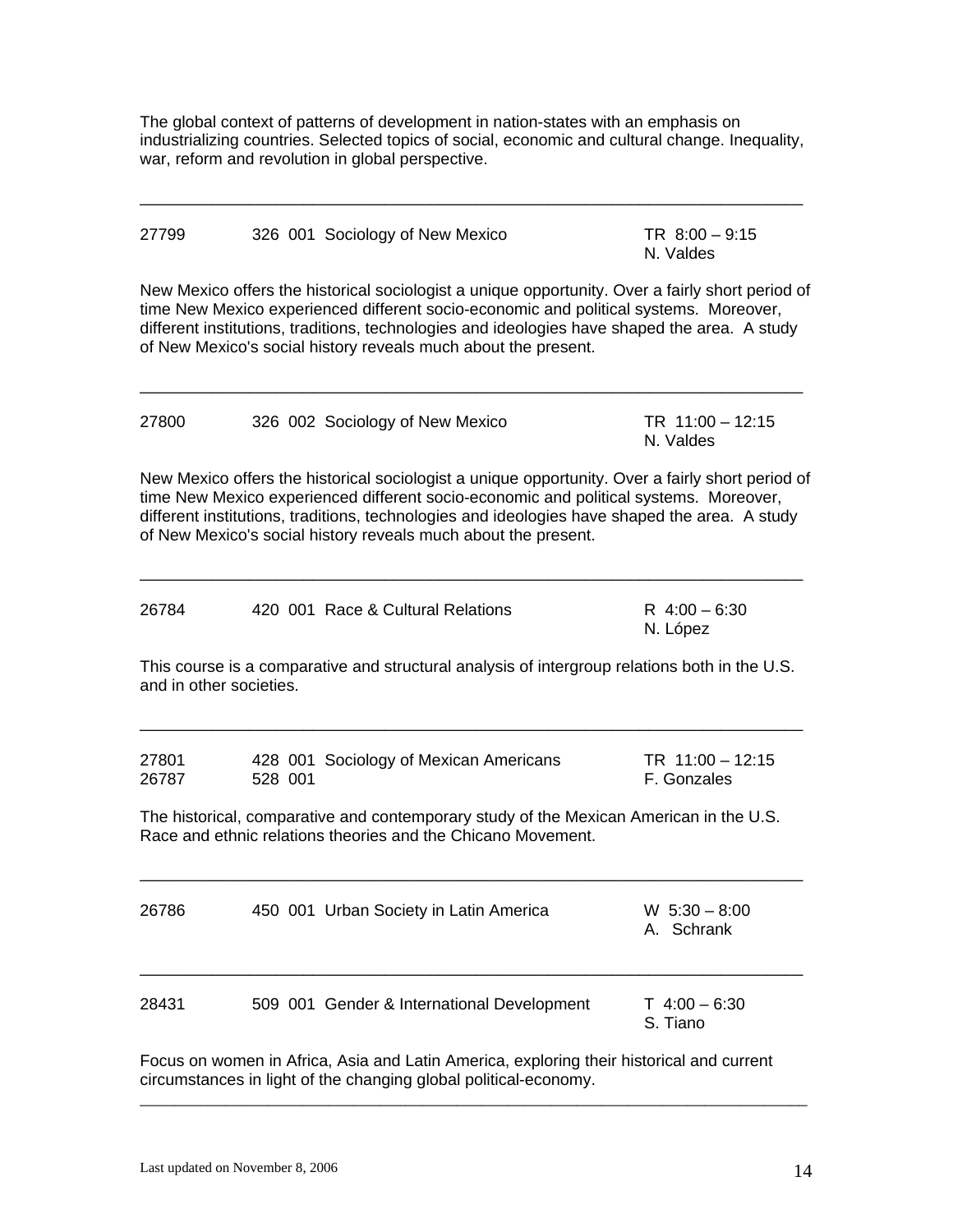The global context of patterns of development in nation-states with an emphasis on industrializing countries. Selected topics of social, economic and cultural change. Inequality, war, reform and revolution in global perspective.

---

27799 326 001 Sociology of New Mexico — TR 8:00 – 9:15
N. Valdes

New Mexico offers the historical sociologist a unique opportunity. Over a fairly short period of time New Mexico experienced different socio-economic and political systems. Moreover, different institutions, traditions, technologies and ideologies have shaped the area. A study of New Mexico's social history reveals much about the present.

---

27800 326 002 Sociology of New Mexico — TR 11:00 – 12:15
N. Valdes

New Mexico offers the historical sociologist a unique opportunity. Over a fairly short period of time New Mexico experienced different socio-economic and political systems. Moreover, different institutions, traditions, technologies and ideologies have shaped the area. A study of New Mexico's social history reveals much about the present.

---

26784 420 001 Race & Cultural Relations — R 4:00 – 6:30
N. López

This course is a comparative and structural analysis of intergroup relations both in the U.S. and in other societies.

---

27801 428 001 Sociology of Mexican Americans — TR 11:00 – 12:15
26787 528 001 — F. Gonzales

The historical, comparative and contemporary study of the Mexican American in the U.S. Race and ethnic relations theories and the Chicano Movement.

---

26786 450 001 Urban Society in Latin America — W 5:30 – 8:00
A. Schrank

---

28431 509 001 Gender & International Development — T 4:00 – 6:30
S. Tiano

Focus on women in Africa, Asia and Latin America, exploring their historical and current circumstances in light of the changing global political-economy.

---

Last updated on November 8, 2006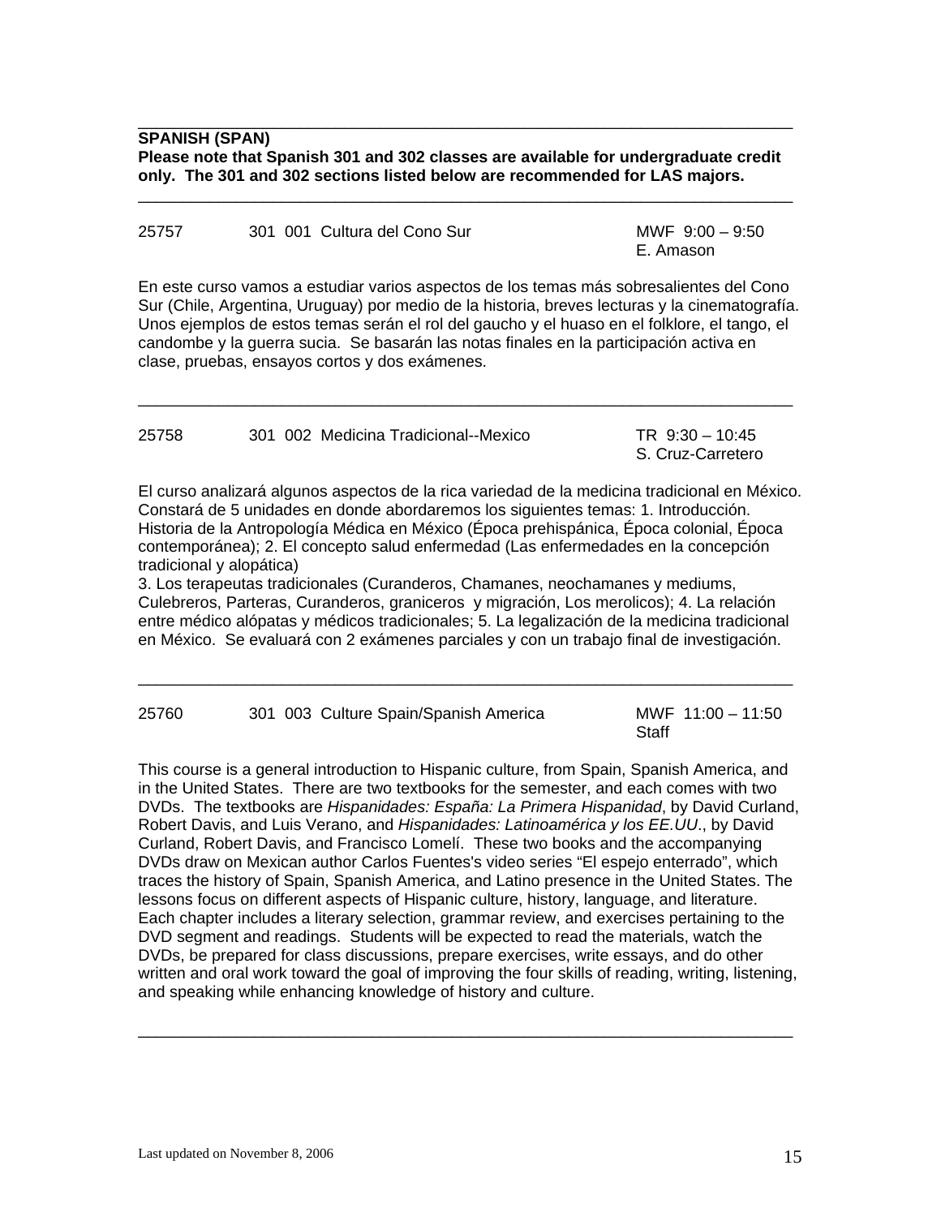**SPANISH (SPAN)**
**Please note that Spanish 301 and 302 classes are available for undergraduate credit only. The 301 and 302 sections listed below are recommended for LAS majors.**

---

25757 301 001 Cultura del Cono Sur — MWF 9:00 – 9:50 — E. Amason

En este curso vamos a estudiar varios aspectos de los temas más sobresalientes del Cono Sur (Chile, Argentina, Uruguay) por medio de la historia, breves lecturas y la cinematografía. Unos ejemplos de estos temas serán el rol del gaucho y el huaso en el folklore, el tango, el candombe y la guerra sucia. Se basarán las notas finales en la participación activa en clase, pruebas, ensayos cortos y dos exámenes.

---

25758 301 002 Medicina Tradicional--Mexico — TR 9:30 – 10:45 — S. Cruz-Carretero

El curso analizará algunos aspectos de la rica variedad de la medicina tradicional en México. Constará de 5 unidades en donde abordaremos los siguientes temas: 1. Introducción. Historia de la Antropología Médica en México (Época prehispánica, Época colonial, Época contemporánea); 2. El concepto salud enfermedad (Las enfermedades en la concepción tradicional y alopática)
3. Los terapeutas tradicionales (Curanderos, Chamanes, neochamanes y mediums, Culebreros, Parteras, Curanderos, graniceros y migración, Los merolicos); 4. La relación entre médico alópatas y médicos tradicionales; 5. La legalización de la medicina tradicional en México. Se evaluará con 2 exámenes parciales y con un trabajo final de investigación.

---

25760 301 003 Culture Spain/Spanish America — MWF 11:00 – 11:50 — Staff

This course is a general introduction to Hispanic culture, from Spain, Spanish America, and in the United States. There are two textbooks for the semester, and each comes with two DVDs. The textbooks are *Hispanidades: España: La Primera Hispanidad*, by David Curland, Robert Davis, and Luis Verano, and *Hispanidades: Latinoamérica y los EE.UU*., by David Curland, Robert Davis, and Francisco Lomelí. These two books and the accompanying DVDs draw on Mexican author Carlos Fuentes's video series "El espejo enterrado", which traces the history of Spain, Spanish America, and Latino presence in the United States. The lessons focus on different aspects of Hispanic culture, history, language, and literature. Each chapter includes a literary selection, grammar review, and exercises pertaining to the DVD segment and readings. Students will be expected to read the materials, watch the DVDs, be prepared for class discussions, prepare exercises, write essays, and do other written and oral work toward the goal of improving the four skills of reading, writing, listening, and speaking while enhancing knowledge of history and culture.

---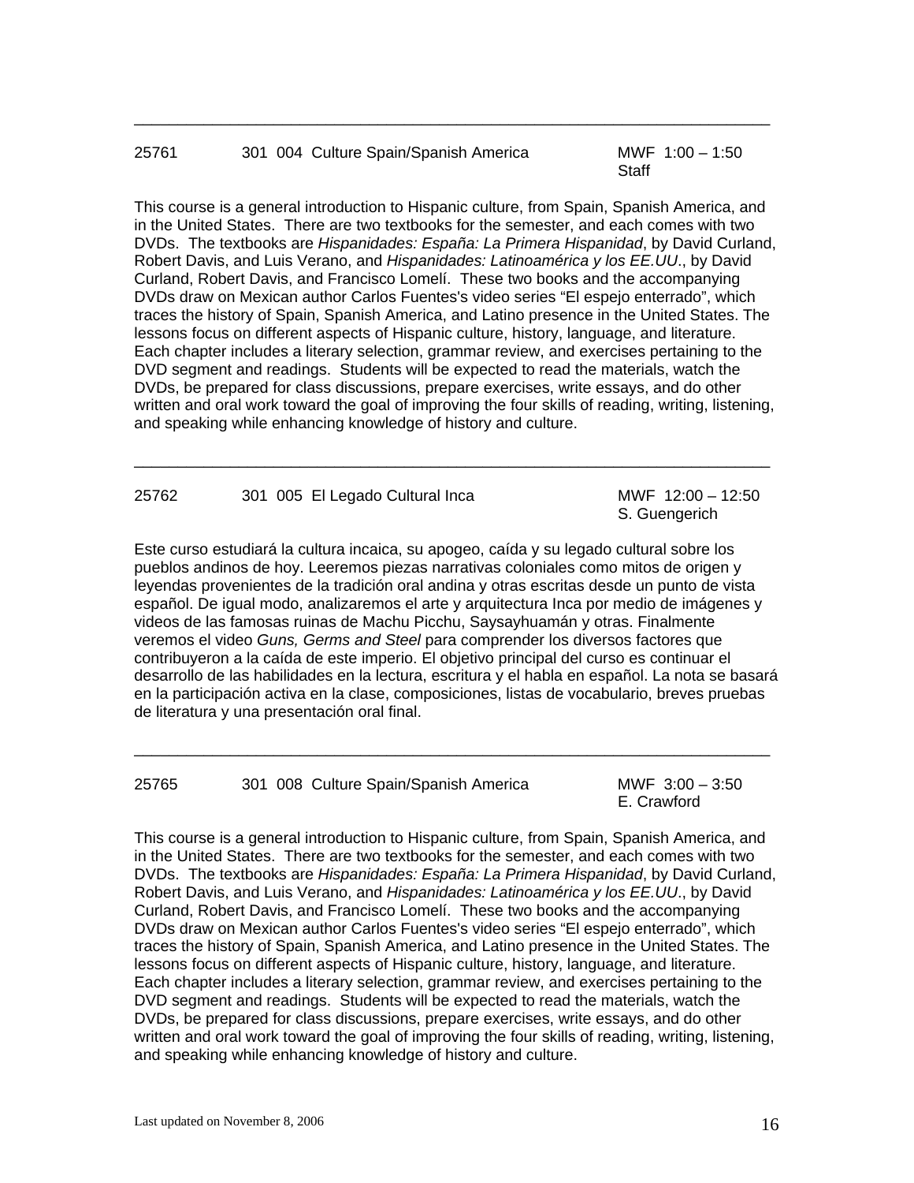---

25761 301 004 Culture Spain/Spanish America MWF 1:00 – 1:50
Staff

This course is a general introduction to Hispanic culture, from Spain, Spanish America, and in the United States. There are two textbooks for the semester, and each comes with two DVDs. The textbooks are *Hispanidades: España: La Primera Hispanidad*, by David Curland, Robert Davis, and Luis Verano, and *Hispanidades: Latinoamérica y los EE.UU*., by David Curland, Robert Davis, and Francisco Lomelí. These two books and the accompanying DVDs draw on Mexican author Carlos Fuentes's video series "El espejo enterrado", which traces the history of Spain, Spanish America, and Latino presence in the United States. The lessons focus on different aspects of Hispanic culture, history, language, and literature. Each chapter includes a literary selection, grammar review, and exercises pertaining to the DVD segment and readings. Students will be expected to read the materials, watch the DVDs, be prepared for class discussions, prepare exercises, write essays, and do other written and oral work toward the goal of improving the four skills of reading, writing, listening, and speaking while enhancing knowledge of history and culture.

---

25762 301 005 El Legado Cultural Inca MWF 12:00 – 12:50
S. Guengerich

Este curso estudiará la cultura incaica, su apogeo, caída y su legado cultural sobre los pueblos andinos de hoy. Leeremos piezas narrativas coloniales como mitos de origen y leyendas provenientes de la tradición oral andina y otras escritas desde un punto de vista español. De igual modo, analizaremos el arte y arquitectura Inca por medio de imágenes y videos de las famosas ruinas de Machu Picchu, Saysayhuamán y otras. Finalmente veremos el video *Guns, Germs and Steel* para comprender los diversos factores que contribuyeron a la caída de este imperio. El objetivo principal del curso es continuar el desarrollo de las habilidades en la lectura, escritura y el habla en español. La nota se basará en la participación activa en la clase, composiciones, listas de vocabulario, breves pruebas de literatura y una presentación oral final.

---

25765 301 008 Culture Spain/Spanish America MWF 3:00 – 3:50
E. Crawford

This course is a general introduction to Hispanic culture, from Spain, Spanish America, and in the United States. There are two textbooks for the semester, and each comes with two DVDs. The textbooks are *Hispanidades: España: La Primera Hispanidad*, by David Curland, Robert Davis, and Luis Verano, and *Hispanidades: Latinoamérica y los EE.UU*., by David Curland, Robert Davis, and Francisco Lomelí. These two books and the accompanying DVDs draw on Mexican author Carlos Fuentes's video series "El espejo enterrado", which traces the history of Spain, Spanish America, and Latino presence in the United States. The lessons focus on different aspects of Hispanic culture, history, language, and literature. Each chapter includes a literary selection, grammar review, and exercises pertaining to the DVD segment and readings. Students will be expected to read the materials, watch the DVDs, be prepared for class discussions, prepare exercises, write essays, and do other written and oral work toward the goal of improving the four skills of reading, writing, listening, and speaking while enhancing knowledge of history and culture.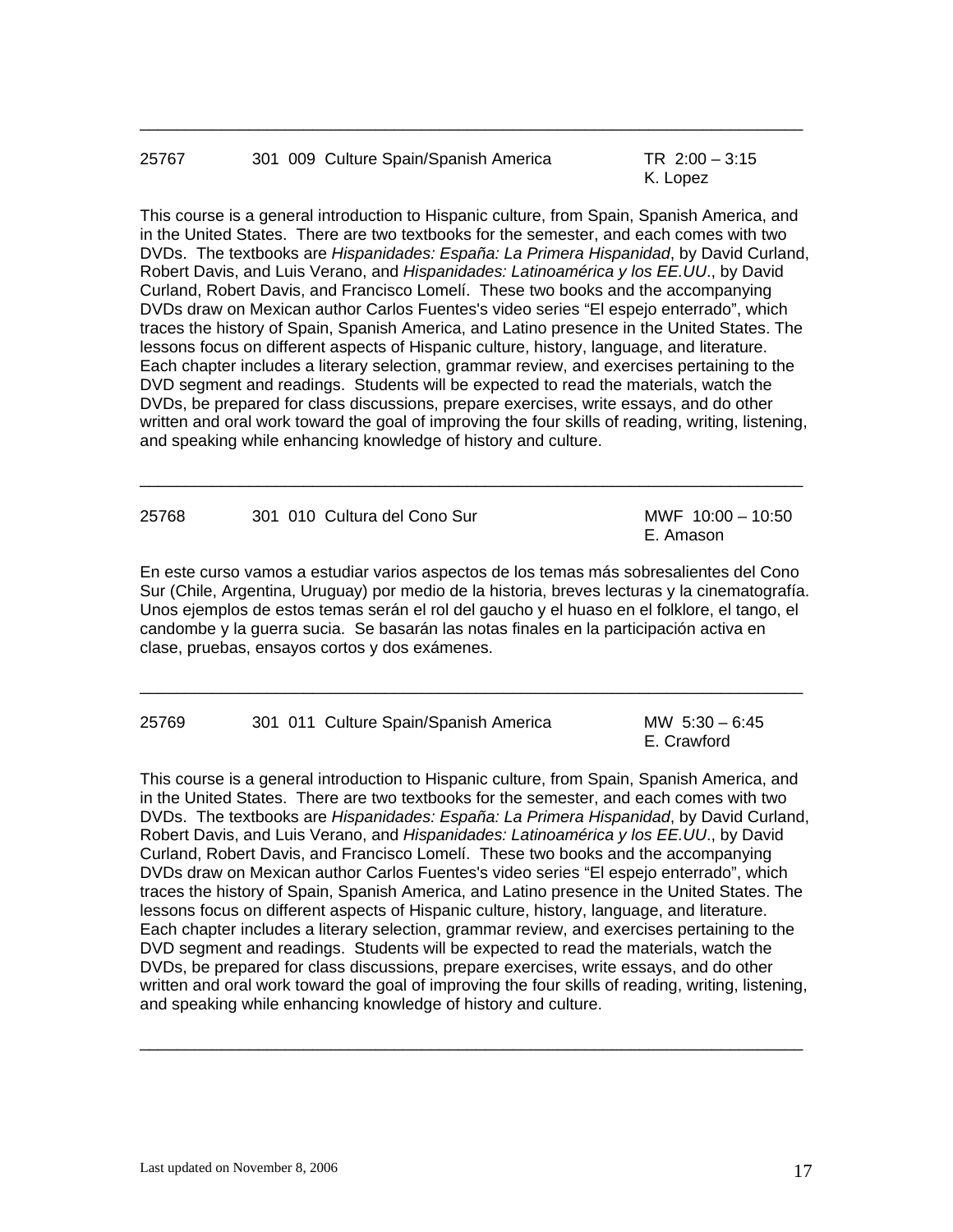---

25767 301 009 Culture Spain/Spanish America TR 2:00 – 3:15
K. Lopez

This course is a general introduction to Hispanic culture, from Spain, Spanish America, and in the United States. There are two textbooks for the semester, and each comes with two DVDs. The textbooks are *Hispanidades: España: La Primera Hispanidad*, by David Curland, Robert Davis, and Luis Verano, and *Hispanidades: Latinoamérica y los EE.UU.*, by David Curland, Robert Davis, and Francisco Lomelí. These two books and the accompanying DVDs draw on Mexican author Carlos Fuentes's video series "El espejo enterrado", which traces the history of Spain, Spanish America, and Latino presence in the United States. The lessons focus on different aspects of Hispanic culture, history, language, and literature. Each chapter includes a literary selection, grammar review, and exercises pertaining to the DVD segment and readings. Students will be expected to read the materials, watch the DVDs, be prepared for class discussions, prepare exercises, write essays, and do other written and oral work toward the goal of improving the four skills of reading, writing, listening, and speaking while enhancing knowledge of history and culture.

---

25768 301 010 Cultura del Cono Sur MWF 10:00 – 10:50
E. Amason

En este curso vamos a estudiar varios aspectos de los temas más sobresalientes del Cono Sur (Chile, Argentina, Uruguay) por medio de la historia, breves lecturas y la cinematografía. Unos ejemplos de estos temas serán el rol del gaucho y el huaso en el folklore, el tango, el candombe y la guerra sucia. Se basarán las notas finales en la participación activa en clase, pruebas, ensayos cortos y dos exámenes.

---

25769 301 011 Culture Spain/Spanish America MW 5:30 – 6:45
E. Crawford

This course is a general introduction to Hispanic culture, from Spain, Spanish America, and in the United States. There are two textbooks for the semester, and each comes with two DVDs. The textbooks are *Hispanidades: España: La Primera Hispanidad*, by David Curland, Robert Davis, and Luis Verano, and *Hispanidades: Latinoamérica y los EE.UU.*, by David Curland, Robert Davis, and Francisco Lomelí. These two books and the accompanying DVDs draw on Mexican author Carlos Fuentes's video series "El espejo enterrado", which traces the history of Spain, Spanish America, and Latino presence in the United States. The lessons focus on different aspects of Hispanic culture, history, language, and literature. Each chapter includes a literary selection, grammar review, and exercises pertaining to the DVD segment and readings. Students will be expected to read the materials, watch the DVDs, be prepared for class discussions, prepare exercises, write essays, and do other written and oral work toward the goal of improving the four skills of reading, writing, listening, and speaking while enhancing knowledge of history and culture.

---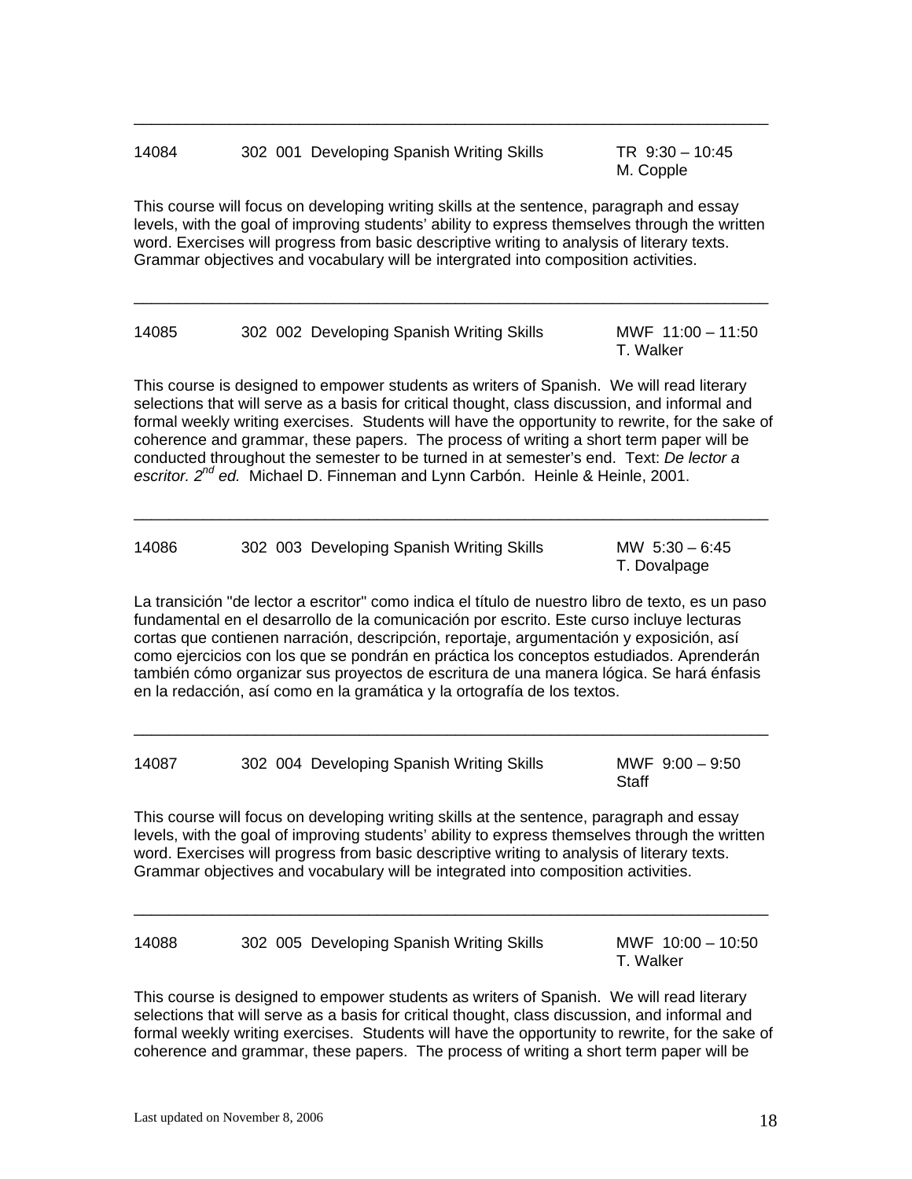---

14084 302 001 Developing Spanish Writing Skills TR 9:30 – 10:45
M. Copple

This course will focus on developing writing skills at the sentence, paragraph and essay levels, with the goal of improving students' ability to express themselves through the written word. Exercises will progress from basic descriptive writing to analysis of literary texts. Grammar objectives and vocabulary will be intergrated into composition activities.

---

14085 302 002 Developing Spanish Writing Skills MWF 11:00 – 11:50
T. Walker

This course is designed to empower students as writers of Spanish. We will read literary selections that will serve as a basis for critical thought, class discussion, and informal and formal weekly writing exercises. Students will have the opportunity to rewrite, for the sake of coherence and grammar, these papers. The process of writing a short term paper will be conducted throughout the semester to be turned in at semester's end. Text: *De lector a escritor. 2nd ed.* Michael D. Finneman and Lynn Carbón. Heinle & Heinle, 2001.

---

14086 302 003 Developing Spanish Writing Skills MW 5:30 – 6:45
T. Dovalpage

La transición "de lector a escritor" como indica el título de nuestro libro de texto, es un paso fundamental en el desarrollo de la comunicación por escrito. Este curso incluye lecturas cortas que contienen narración, descripción, reportaje, argumentación y exposición, así como ejercicios con los que se pondrán en práctica los conceptos estudiados. Aprenderán también cómo organizar sus proyectos de escritura de una manera lógica. Se hará énfasis en la redacción, así como en la gramática y la ortografía de los textos.

---

14087 302 004 Developing Spanish Writing Skills MWF 9:00 – 9:50
Staff

This course will focus on developing writing skills at the sentence, paragraph and essay levels, with the goal of improving students' ability to express themselves through the written word. Exercises will progress from basic descriptive writing to analysis of literary texts. Grammar objectives and vocabulary will be integrated into composition activities.

---

14088 302 005 Developing Spanish Writing Skills MWF 10:00 – 10:50
T. Walker

This course is designed to empower students as writers of Spanish. We will read literary selections that will serve as a basis for critical thought, class discussion, and informal and formal weekly writing exercises. Students will have the opportunity to rewrite, for the sake of coherence and grammar, these papers. The process of writing a short term paper will be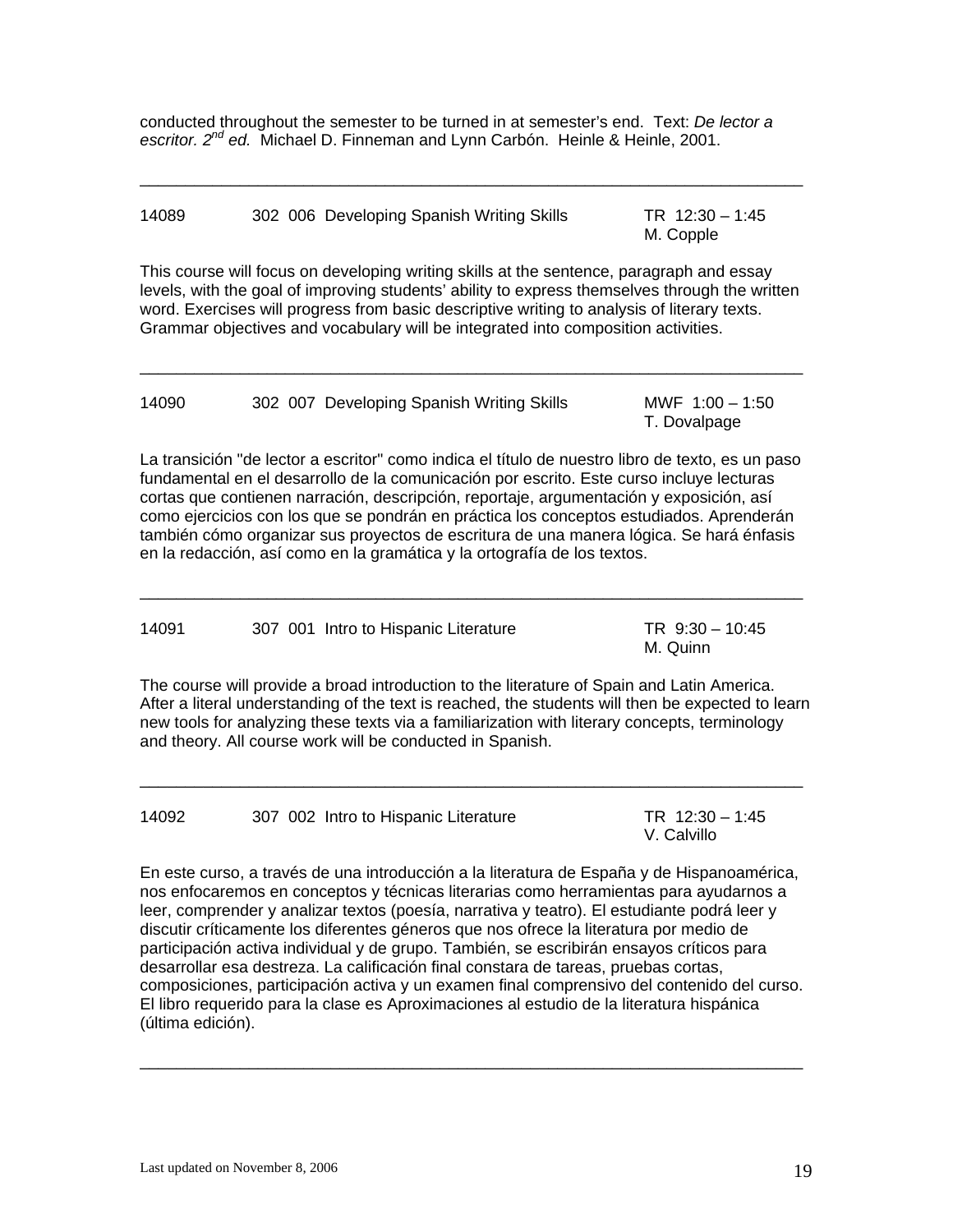conducted throughout the semester to be turned in at semester's end. Text: *De lector a escritor. 2nd ed.* Michael D. Finneman and Lynn Carbón. Heinle & Heinle, 2001.

---

14089 302 006 Developing Spanish Writing Skills TR 12:30 – 1:45
M. Copple

This course will focus on developing writing skills at the sentence, paragraph and essay levels, with the goal of improving students' ability to express themselves through the written word. Exercises will progress from basic descriptive writing to analysis of literary texts. Grammar objectives and vocabulary will be integrated into composition activities.

---

14090 302 007 Developing Spanish Writing Skills MWF 1:00 – 1:50
T. Dovalpage

La transición "de lector a escritor" como indica el título de nuestro libro de texto, es un paso fundamental en el desarrollo de la comunicación por escrito. Este curso incluye lecturas cortas que contienen narración, descripción, reportaje, argumentación y exposición, así como ejercicios con los que se pondrán en práctica los conceptos estudiados. Aprenderán también cómo organizar sus proyectos de escritura de una manera lógica. Se hará énfasis en la redacción, así como en la gramática y la ortografía de los textos.

---

14091 307 001 Intro to Hispanic Literature TR 9:30 – 10:45
M. Quinn

The course will provide a broad introduction to the literature of Spain and Latin America. After a literal understanding of the text is reached, the students will then be expected to learn new tools for analyzing these texts via a familiarization with literary concepts, terminology and theory. All course work will be conducted in Spanish.

---

14092 307 002 Intro to Hispanic Literature TR 12:30 – 1:45
V. Calvillo

En este curso, a través de una introducción a la literatura de España y de Hispanoamérica, nos enfocaremos en conceptos y técnicas literarias como herramientas para ayudarnos a leer, comprender y analizar textos (poesía, narrativa y teatro). El estudiante podrá leer y discutir críticamente los diferentes géneros que nos ofrece la literatura por medio de participación activa individual y de grupo. También, se escribirán ensayos críticos para desarrollar esa destreza. La calificación final constara de tareas, pruebas cortas, composiciones, participación activa y un examen final comprensivo del contenido del curso. El libro requerido para la clase es Aproximaciones al estudio de la literatura hispánica (última edición).

---

Last updated on November 8, 2006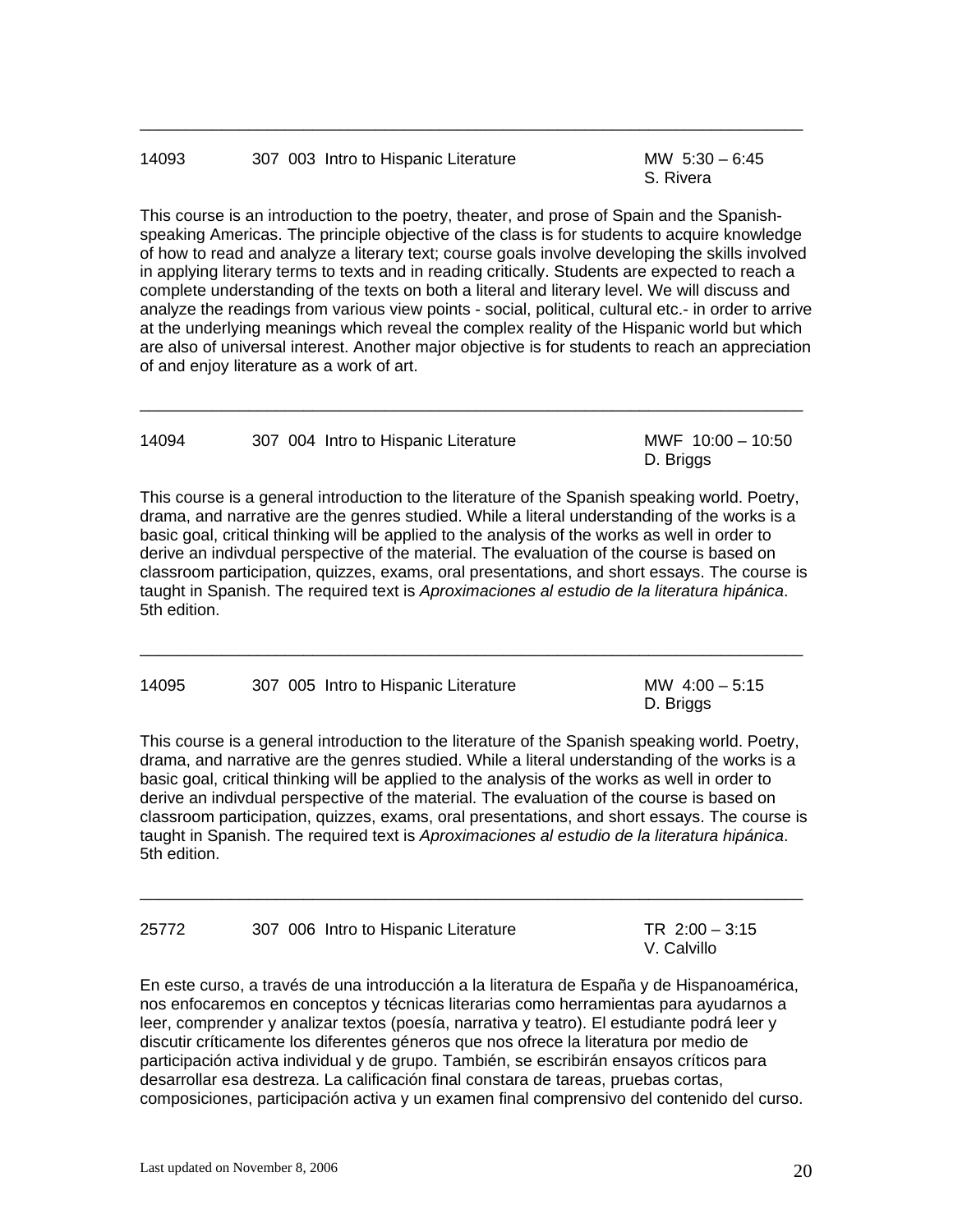---

14093 307 003 Intro to Hispanic Literature MW 5:30 – 6:45
S. Rivera

This course is an introduction to the poetry, theater, and prose of Spain and the Spanish-speaking Americas. The principle objective of the class is for students to acquire knowledge of how to read and analyze a literary text; course goals involve developing the skills involved in applying literary terms to texts and in reading critically. Students are expected to reach a complete understanding of the texts on both a literal and literary level. We will discuss and analyze the readings from various view points - social, political, cultural etc.- in order to arrive at the underlying meanings which reveal the complex reality of the Hispanic world but which are also of universal interest. Another major objective is for students to reach an appreciation of and enjoy literature as a work of art.

---

14094 307 004 Intro to Hispanic Literature MWF 10:00 – 10:50
D. Briggs

This course is a general introduction to the literature of the Spanish speaking world. Poetry, drama, and narrative are the genres studied. While a literal understanding of the works is a basic goal, critical thinking will be applied to the analysis of the works as well in order to derive an indivdual perspective of the material. The evaluation of the course is based on classroom participation, quizzes, exams, oral presentations, and short essays. The course is taught in Spanish. The required text is *Aproximaciones al estudio de la literatura hipánica*. 5th edition.

---

14095 307 005 Intro to Hispanic Literature MW 4:00 – 5:15
D. Briggs

This course is a general introduction to the literature of the Spanish speaking world. Poetry, drama, and narrative are the genres studied. While a literal understanding of the works is a basic goal, critical thinking will be applied to the analysis of the works as well in order to derive an indivdual perspective of the material. The evaluation of the course is based on classroom participation, quizzes, exams, oral presentations, and short essays. The course is taught in Spanish. The required text is *Aproximaciones al estudio de la literatura hipánica*. 5th edition.

---

25772 307 006 Intro to Hispanic Literature TR 2:00 – 3:15
V. Calvillo

En este curso, a través de una introducción a la literatura de España y de Hispanoamérica, nos enfocaremos en conceptos y técnicas literarias como herramientas para ayudarnos a leer, comprender y analizar textos (poesía, narrativa y teatro). El estudiante podrá leer y discutir críticamente los diferentes géneros que nos ofrece la literatura por medio de participación activa individual y de grupo. También, se escribirán ensayos críticos para desarrollar esa destreza. La calificación final constara de tareas, pruebas cortas, composiciones, participación activa y un examen final comprensivo del contenido del curso.

Last updated on November 8, 2006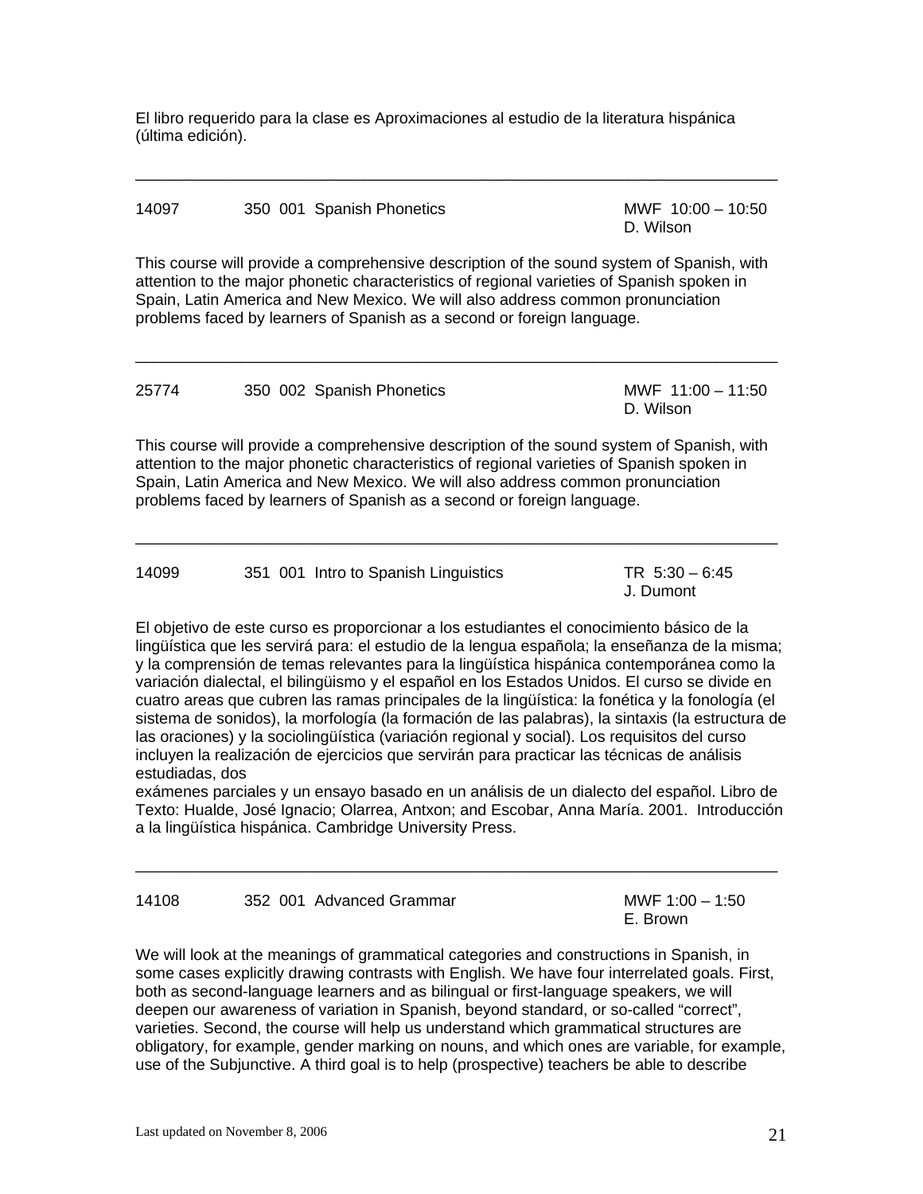El libro requerido para la clase es Aproximaciones al estudio de la literatura hispánica (última edición).

---

14097 350 001 Spanish Phonetics MWF 10:00 – 10:50
D. Wilson

This course will provide a comprehensive description of the sound system of Spanish, with attention to the major phonetic characteristics of regional varieties of Spanish spoken in Spain, Latin America and New Mexico. We will also address common pronunciation problems faced by learners of Spanish as a second or foreign language.

---

25774 350 002 Spanish Phonetics MWF 11:00 – 11:50
D. Wilson

This course will provide a comprehensive description of the sound system of Spanish, with attention to the major phonetic characteristics of regional varieties of Spanish spoken in Spain, Latin America and New Mexico. We will also address common pronunciation problems faced by learners of Spanish as a second or foreign language.

---

14099 351 001 Intro to Spanish Linguistics TR 5:30 – 6:45
J. Dumont

El objetivo de este curso es proporcionar a los estudiantes el conocimiento básico de la lingüística que les servirá para: el estudio de la lengua española; la enseñanza de la misma; y la comprensión de temas relevantes para la lingüística hispánica contemporánea como la variación dialectal, el bilingüismo y el español en los Estados Unidos. El curso se divide en cuatro areas que cubren las ramas principales de la lingüística: la fonética y la fonología (el sistema de sonidos), la morfología (la formación de las palabras), la sintaxis (la estructura de las oraciones) y la sociolingüística (variación regional y social). Los requisitos del curso incluyen la realización de ejercicios que servirán para practicar las técnicas de análisis estudiadas, dos
exámenes parciales y un ensayo basado en un análisis de un dialecto del español. Libro de Texto: Hualde, José Ignacio; Olarrea, Antxon; and Escobar, Anna María. 2001. Introducción a la lingüística hispánica. Cambridge University Press.

---

14108 352 001 Advanced Grammar MWF 1:00 – 1:50
E. Brown

We will look at the meanings of grammatical categories and constructions in Spanish, in some cases explicitly drawing contrasts with English. We have four interrelated goals. First, both as second-language learners and as bilingual or first-language speakers, we will deepen our awareness of variation in Spanish, beyond standard, or so-called "correct", varieties. Second, the course will help us understand which grammatical structures are obligatory, for example, gender marking on nouns, and which ones are variable, for example, use of the Subjunctive. A third goal is to help (prospective) teachers be able to describe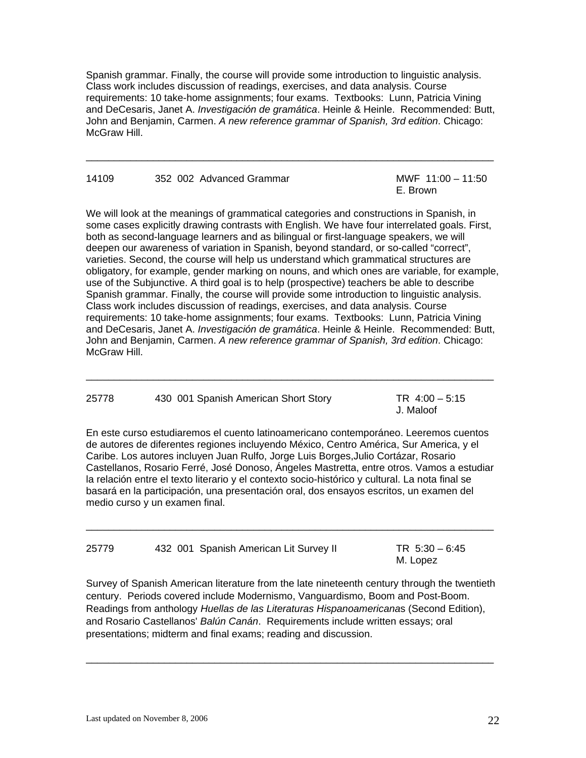Spanish grammar. Finally, the course will provide some introduction to linguistic analysis. Class work includes discussion of readings, exercises, and data analysis. Course requirements: 10 take-home assignments; four exams. Textbooks: Lunn, Patricia Vining and DeCesaris, Janet A. *Investigación de gramática*. Heinle & Heinle. Recommended: Butt, John and Benjamin, Carmen. *A new reference grammar of Spanish, 3rd edition*. Chicago: McGraw Hill.

---

14109 352 002 Advanced Grammar MWF 11:00 – 11:50
E. Brown

We will look at the meanings of grammatical categories and constructions in Spanish, in some cases explicitly drawing contrasts with English. We have four interrelated goals. First, both as second-language learners and as bilingual or first-language speakers, we will deepen our awareness of variation in Spanish, beyond standard, or so-called "correct", varieties. Second, the course will help us understand which grammatical structures are obligatory, for example, gender marking on nouns, and which ones are variable, for example, use of the Subjunctive. A third goal is to help (prospective) teachers be able to describe Spanish grammar. Finally, the course will provide some introduction to linguistic analysis. Class work includes discussion of readings, exercises, and data analysis. Course requirements: 10 take-home assignments; four exams. Textbooks: Lunn, Patricia Vining and DeCesaris, Janet A. *Investigación de gramática*. Heinle & Heinle. Recommended: Butt, John and Benjamin, Carmen. *A new reference grammar of Spanish, 3rd edition*. Chicago: McGraw Hill.

---

25778 430 001 Spanish American Short Story TR 4:00 – 5:15
J. Maloof

En este curso estudiaremos el cuento latinoamericano contemporáneo. Leeremos cuentos de autores de diferentes regiones incluyendo México, Centro América, Sur America, y el Caribe. Los autores incluyen Juan Rulfo, Jorge Luis Borges,Julio Cortázar, Rosario Castellanos, Rosario Ferré, José Donoso, Ángeles Mastretta, entre otros. Vamos a estudiar la relación entre el texto literario y el contexto socio-histórico y cultural. La nota final se basará en la participación, una presentación oral, dos ensayos escritos, un examen del medio curso y un examen final.

---

25779 432 001 Spanish American Lit Survey II TR 5:30 – 6:45
M. Lopez

Survey of Spanish American literature from the late nineteenth century through the twentieth century. Periods covered include Modernismo, Vanguardismo, Boom and Post-Boom. Readings from anthology *Huellas de las Literaturas Hispanoamericana*s (Second Edition), and Rosario Castellanos' *Balún Canán*. Requirements include written essays; oral presentations; midterm and final exams; reading and discussion.

---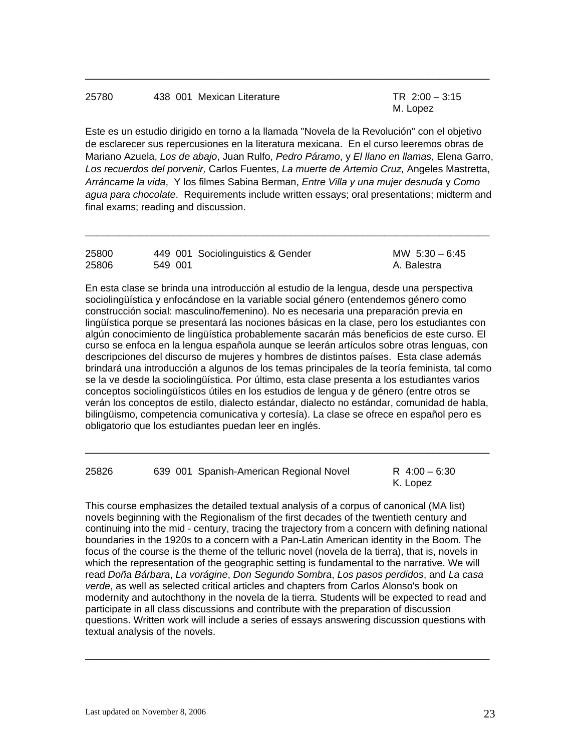---

25780 438 001 Mexican Literature TR 2:00 – 3:15
M. Lopez

Este es un estudio dirigido en torno a la llamada "Novela de la Revolución" con el objetivo de esclarecer sus repercusiones en la literatura mexicana. En el curso leeremos obras de Mariano Azuela, *Los de abajo*, Juan Rulfo, *Pedro Páramo*, y *El llano en llamas,* Elena Garro, *Los recuerdos del porvenir,* Carlos Fuentes, *La muerte de Artemio Cruz,* Angeles Mastretta, *Arráncame la vida*, Y los filmes Sabina Berman, *Entre Villa y una mujer desnuda* y *Como agua para chocolate*. Requirements include written essays; oral presentations; midterm and final exams; reading and discussion.

---

25800 449 001 Sociolinguistics & Gender MW 5:30 – 6:45
25806 549 001 A. Balestra

En esta clase se brinda una introducción al estudio de la lengua, desde una perspectiva sociolingüística y enfocándose en la variable social género (entendemos género como construcción social: masculino/femenino). No es necesaria una preparación previa en lingüística porque se presentará las nociones básicas en la clase, pero los estudiantes con algún conocimiento de lingüística probablemente sacarán más beneficios de este curso. El curso se enfoca en la lengua española aunque se leerán artículos sobre otras lenguas, con descripciones del discurso de mujeres y hombres de distintos países. Esta clase además brindará una introducción a algunos de los temas principales de la teoría feminista, tal como se la ve desde la sociolingüística. Por último, esta clase presenta a los estudiantes varios conceptos sociolingüísticos útiles en los estudios de lengua y de género (entre otros se verán los conceptos de estilo, dialecto estándar, dialecto no estándar, comunidad de habla, bilingüismo, competencia comunicativa y cortesía). La clase se ofrece en español pero es obligatorio que los estudiantes puedan leer en inglés.

---

25826 639 001 Spanish-American Regional Novel R 4:00 – 6:30
K. Lopez

This course emphasizes the detailed textual analysis of a corpus of canonical (MA list) novels beginning with the Regionalism of the first decades of the twentieth century and continuing into the mid - century, tracing the trajectory from a concern with defining national boundaries in the 1920s to a concern with a Pan-Latin American identity in the Boom. The focus of the course is the theme of the telluric novel (novela de la tierra), that is, novels in which the representation of the geographic setting is fundamental to the narrative. We will read *Doña Bárbara*, *La vorágine*, *Don Segundo Sombra*, *Los pasos perdidos*, and *La casa verde*, as well as selected critical articles and chapters from Carlos Alonso's book on modernity and autochthony in the novela de la tierra. Students will be expected to read and participate in all class discussions and contribute with the preparation of discussion questions. Written work will include a series of essays answering discussion questions with textual analysis of the novels.

---

Last updated on November 8, 2006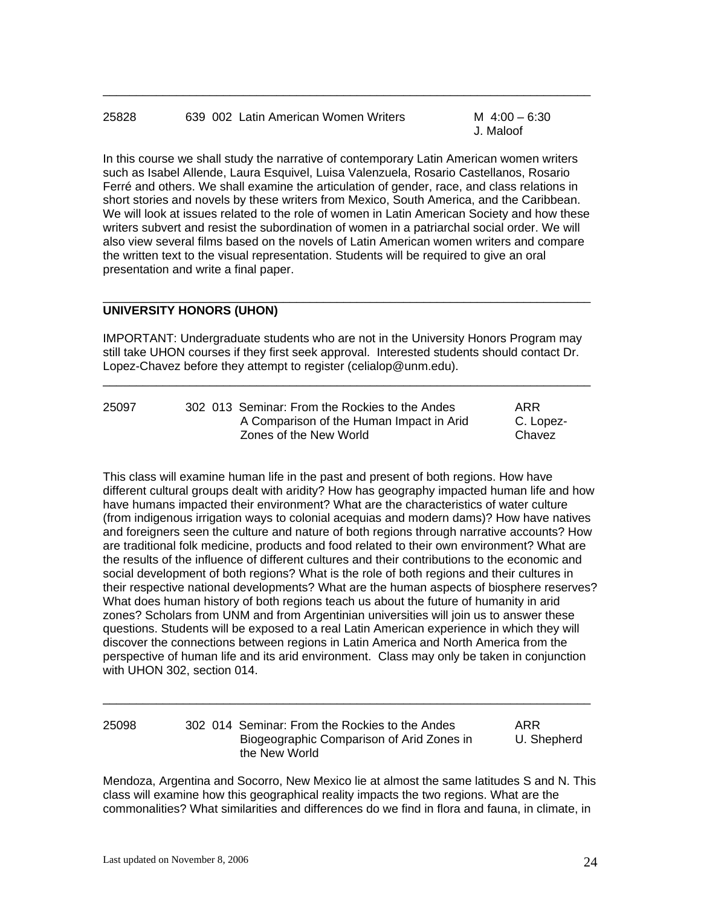---

25828 639 002 Latin American Women Writers M 4:00 – 6:30
J. Maloof

In this course we shall study the narrative of contemporary Latin American women writers such as Isabel Allende, Laura Esquivel, Luisa Valenzuela, Rosario Castellanos, Rosario Ferré and others. We shall examine the articulation of gender, race, and class relations in short stories and novels by these writers from Mexico, South America, and the Caribbean. We will look at issues related to the role of women in Latin American Society and how these writers subvert and resist the subordination of women in a patriarchal social order. We will also view several films based on the novels of Latin American women writers and compare the written text to the visual representation. Students will be required to give an oral presentation and write a final paper.

---

**UNIVERSITY HONORS (UHON)**

IMPORTANT: Undergraduate students who are not in the University Honors Program may still take UHON courses if they first seek approval. Interested students should contact Dr. Lopez-Chavez before they attempt to register (celialop@unm.edu).

---

25097 302 013 Seminar: From the Rockies to the Andes ARR
A Comparison of the Human Impact in Arid C. Lopez-
Zones of the New World Chavez

This class will examine human life in the past and present of both regions. How have different cultural groups dealt with aridity? How has geography impacted human life and how have humans impacted their environment? What are the characteristics of water culture (from indigenous irrigation ways to colonial acequias and modern dams)? How have natives and foreigners seen the culture and nature of both regions through narrative accounts? How are traditional folk medicine, products and food related to their own environment? What are the results of the influence of different cultures and their contributions to the economic and social development of both regions? What is the role of both regions and their cultures in their respective national developments? What are the human aspects of biosphere reserves? What does human history of both regions teach us about the future of humanity in arid zones? Scholars from UNM and from Argentinian universities will join us to answer these questions. Students will be exposed to a real Latin American experience in which they will discover the connections between regions in Latin America and North America from the perspective of human life and its arid environment. Class may only be taken in conjunction with UHON 302, section 014.

---

25098 302 014 Seminar: From the Rockies to the Andes ARR
Biogeographic Comparison of Arid Zones in U. Shepherd
the New World

Mendoza, Argentina and Socorro, New Mexico lie at almost the same latitudes S and N. This class will examine how this geographical reality impacts the two regions. What are the commonalities? What similarities and differences do we find in flora and fauna, in climate, in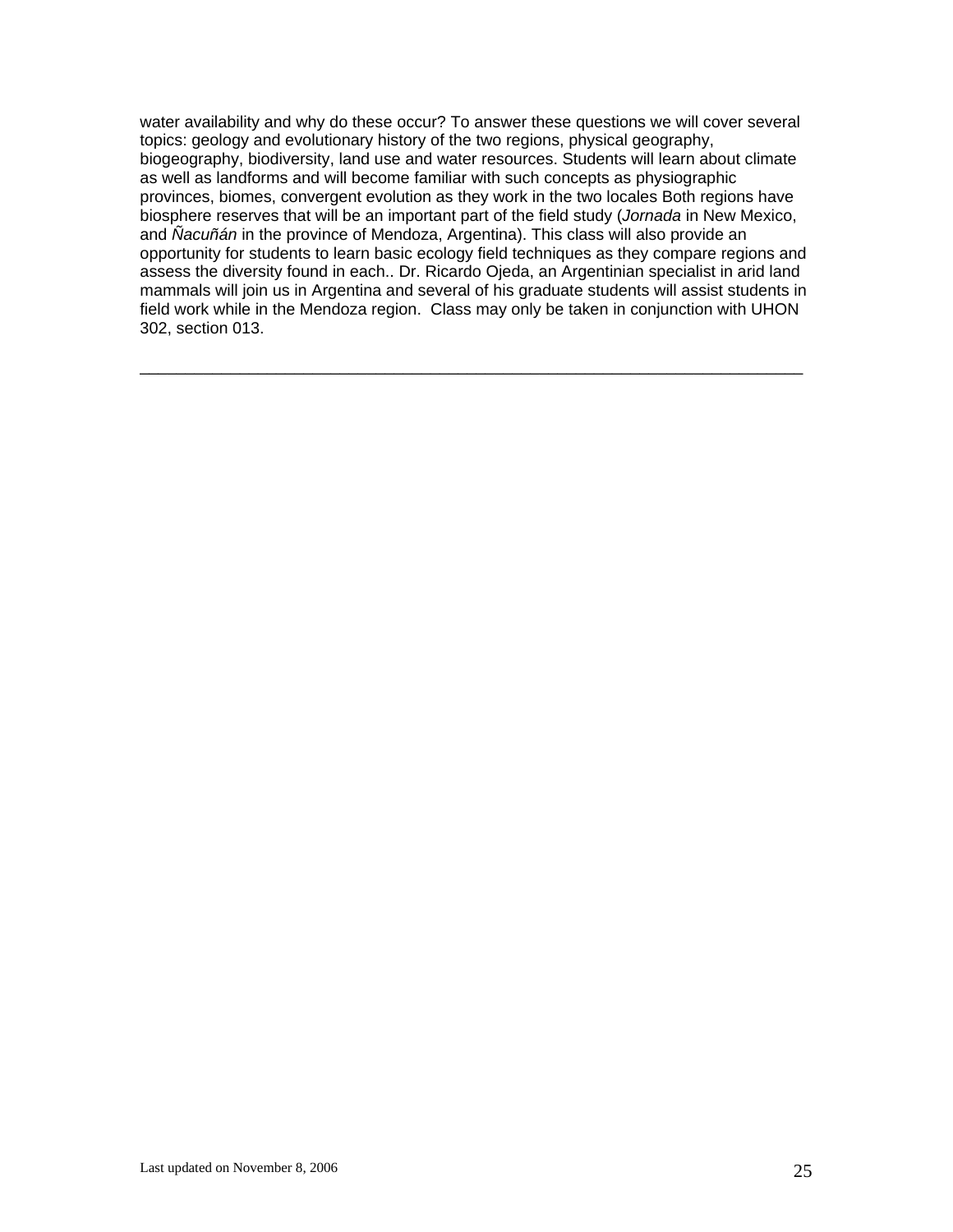water availability and why do these occur? To answer these questions we will cover several topics: geology and evolutionary history of the two regions, physical geography, biogeography, biodiversity, land use and water resources. Students will learn about climate as well as landforms and will become familiar with such concepts as physiographic provinces, biomes, convergent evolution as they work in the two locales Both regions have biosphere reserves that will be an important part of the field study (*Jornada* in New Mexico, and *Ñacuñán* in the province of Mendoza, Argentina). This class will also provide an opportunity for students to learn basic ecology field techniques as they compare regions and assess the diversity found in each.. Dr. Ricardo Ojeda, an Argentinian specialist in arid land mammals will join us in Argentina and several of his graduate students will assist students in field work while in the Mendoza region. Class may only be taken in conjunction with UHON 302, section 013.

---